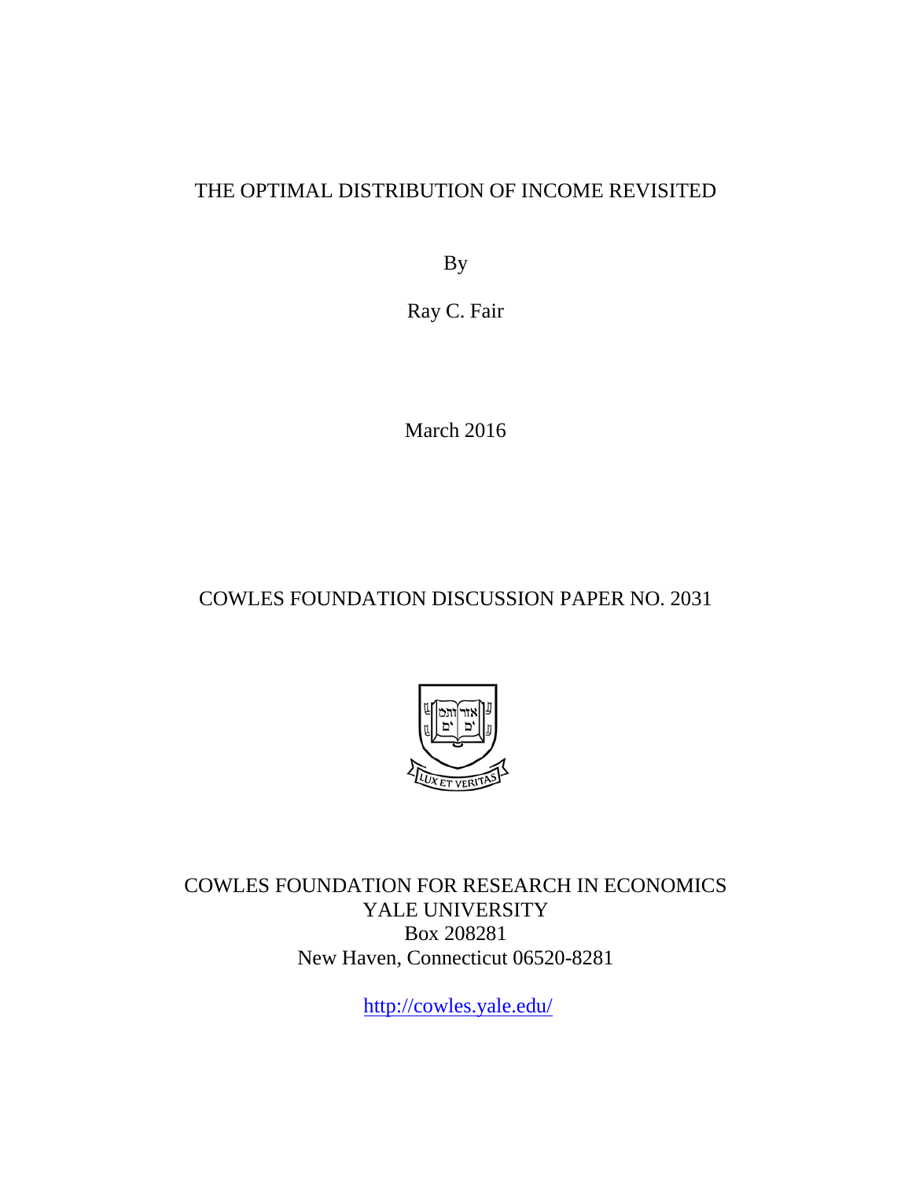# THE OPTIMAL DISTRIBUTION OF INCOME REVISITED

By

Ray C. Fair

March 2016

COWLES FOUNDATION DISCUSSION PAPER NO. 2031

COWLES FOUNDATION FOR RESEARCH IN ECONOMICS
YALE UNIVERSITY
Box 208281
New Haven, Connecticut 06520-8281

http://cowles.yale.edu/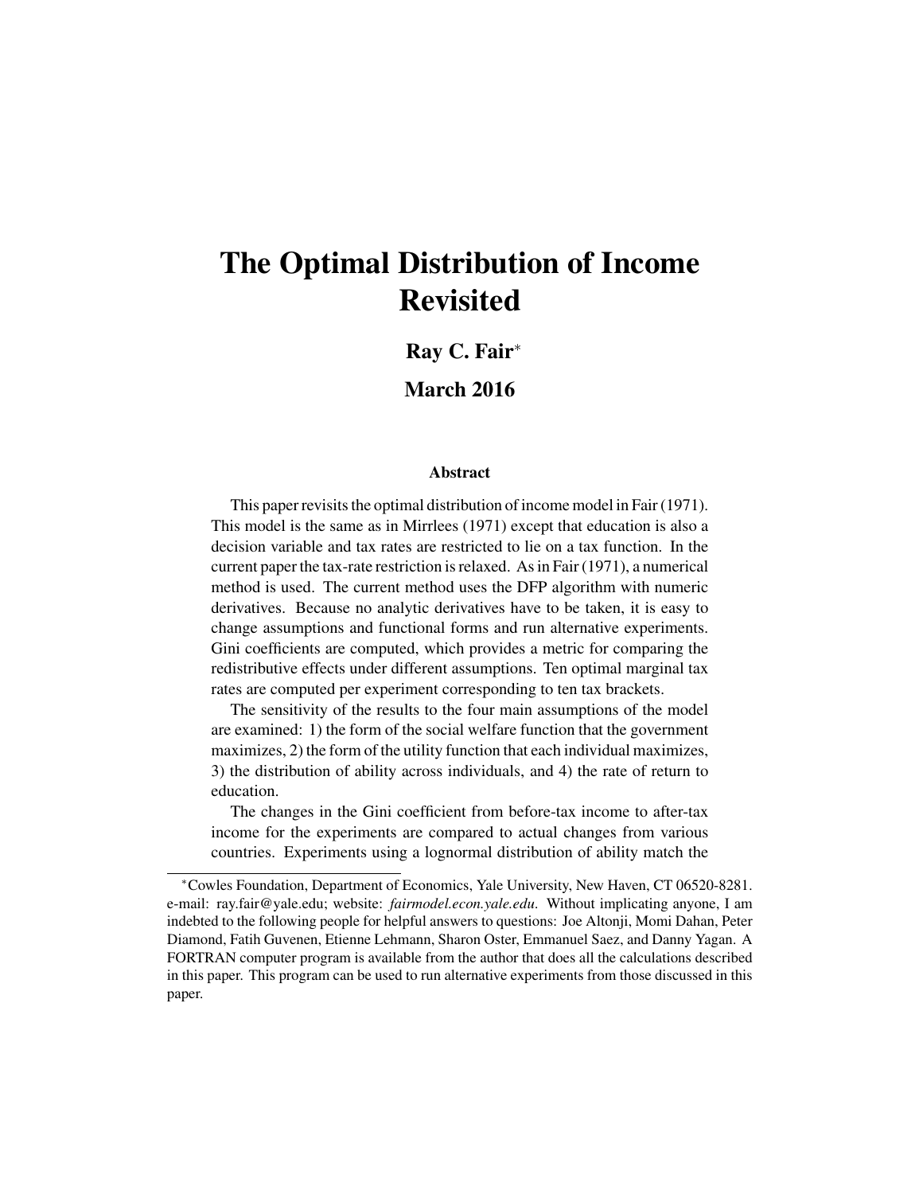# The Optimal Distribution of Income Revisited

**Ray C. Fair**[*]

**March 2016**

### Abstract

This paper revisits the optimal distribution of income model in Fair (1971). This model is the same as in Mirrlees (1971) except that education is also a decision variable and tax rates are restricted to lie on a tax function. In the current paper the tax-rate restriction is relaxed. As in Fair (1971), a numerical method is used. The current method uses the DFP algorithm with numeric derivatives. Because no analytic derivatives have to be taken, it is easy to change assumptions and functional forms and run alternative experiments. Gini coefficients are computed, which provides a metric for comparing the redistributive effects under different assumptions. Ten optimal marginal tax rates are computed per experiment corresponding to ten tax brackets.

The sensitivity of the results to the four main assumptions of the model are examined: 1) the form of the social welfare function that the government maximizes, 2) the form of the utility function that each individual maximizes, 3) the distribution of ability across individuals, and 4) the rate of return to education.

The changes in the Gini coefficient from before-tax income to after-tax income for the experiments are compared to actual changes from various countries. Experiments using a lognormal distribution of ability match the

---

[*] Cowles Foundation, Department of Economics, Yale University, New Haven, CT 06520-8281. e-mail: ray.fair@yale.edu; website: *fairmodel.econ.yale.edu*. Without implicating anyone, I am indebted to the following people for helpful answers to questions: Joe Altonji, Momi Dahan, Peter Diamond, Fatih Guvenen, Etienne Lehmann, Sharon Oster, Emmanuel Saez, and Danny Yagan. A FORTRAN computer program is available from the author that does all the calculations described in this paper. This program can be used to run alternative experiments from those discussed in this paper.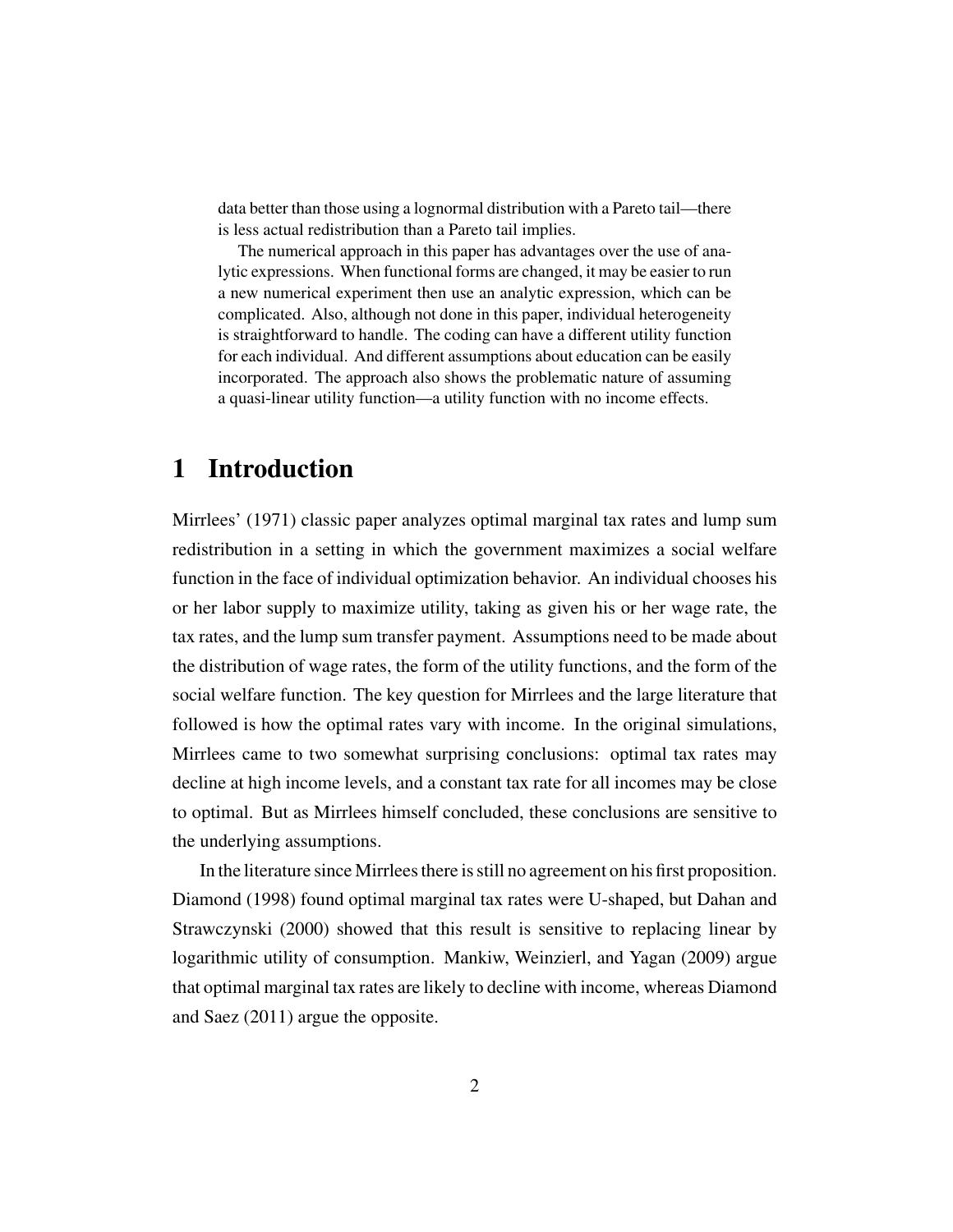data better than those using a lognormal distribution with a Pareto tail—there is less actual redistribution than a Pareto tail implies.

The numerical approach in this paper has advantages over the use of analytic expressions. When functional forms are changed, it may be easier to run a new numerical experiment then use an analytic expression, which can be complicated. Also, although not done in this paper, individual heterogeneity is straightforward to handle. The coding can have a different utility function for each individual. And different assumptions about education can be easily incorporated. The approach also shows the problematic nature of assuming a quasi-linear utility function—a utility function with no income effects.

# 1 Introduction

Mirrlees' (1971) classic paper analyzes optimal marginal tax rates and lump sum redistribution in a setting in which the government maximizes a social welfare function in the face of individual optimization behavior. An individual chooses his or her labor supply to maximize utility, taking as given his or her wage rate, the tax rates, and the lump sum transfer payment. Assumptions need to be made about the distribution of wage rates, the form of the utility functions, and the form of the social welfare function. The key question for Mirrlees and the large literature that followed is how the optimal rates vary with income. In the original simulations, Mirrlees came to two somewhat surprising conclusions: optimal tax rates may decline at high income levels, and a constant tax rate for all incomes may be close to optimal. But as Mirrlees himself concluded, these conclusions are sensitive to the underlying assumptions.

In the literature since Mirrlees there is still no agreement on his first proposition. Diamond (1998) found optimal marginal tax rates were U-shaped, but Dahan and Strawczynski (2000) showed that this result is sensitive to replacing linear by logarithmic utility of consumption. Mankiw, Weinzierl, and Yagan (2009) argue that optimal marginal tax rates are likely to decline with income, whereas Diamond and Saez (2011) argue the opposite.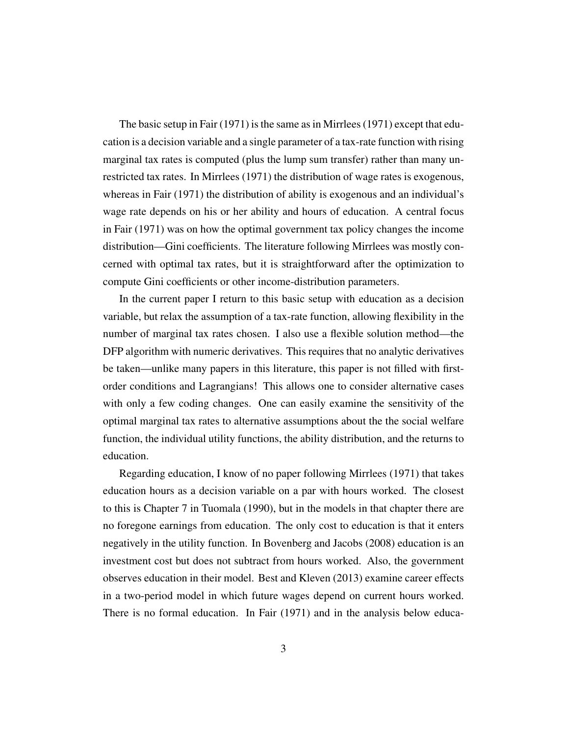The basic setup in Fair (1971) is the same as in Mirrlees (1971) except that education is a decision variable and a single parameter of a tax-rate function with rising marginal tax rates is computed (plus the lump sum transfer) rather than many unrestricted tax rates. In Mirrlees (1971) the distribution of wage rates is exogenous, whereas in Fair (1971) the distribution of ability is exogenous and an individual's wage rate depends on his or her ability and hours of education. A central focus in Fair (1971) was on how the optimal government tax policy changes the income distribution—Gini coefficients. The literature following Mirrlees was mostly concerned with optimal tax rates, but it is straightforward after the optimization to compute Gini coefficients or other income-distribution parameters.

In the current paper I return to this basic setup with education as a decision variable, but relax the assumption of a tax-rate function, allowing flexibility in the number of marginal tax rates chosen. I also use a flexible solution method—the DFP algorithm with numeric derivatives. This requires that no analytic derivatives be taken—unlike many papers in this literature, this paper is not filled with first-order conditions and Lagrangians! This allows one to consider alternative cases with only a few coding changes. One can easily examine the sensitivity of the optimal marginal tax rates to alternative assumptions about the the social welfare function, the individual utility functions, the ability distribution, and the returns to education.

Regarding education, I know of no paper following Mirrlees (1971) that takes education hours as a decision variable on a par with hours worked. The closest to this is Chapter 7 in Tuomala (1990), but in the models in that chapter there are no foregone earnings from education. The only cost to education is that it enters negatively in the utility function. In Bovenberg and Jacobs (2008) education is an investment cost but does not subtract from hours worked. Also, the government observes education in their model. Best and Kleven (2013) examine career effects in a two-period model in which future wages depend on current hours worked. There is no formal education. In Fair (1971) and in the analysis below educa-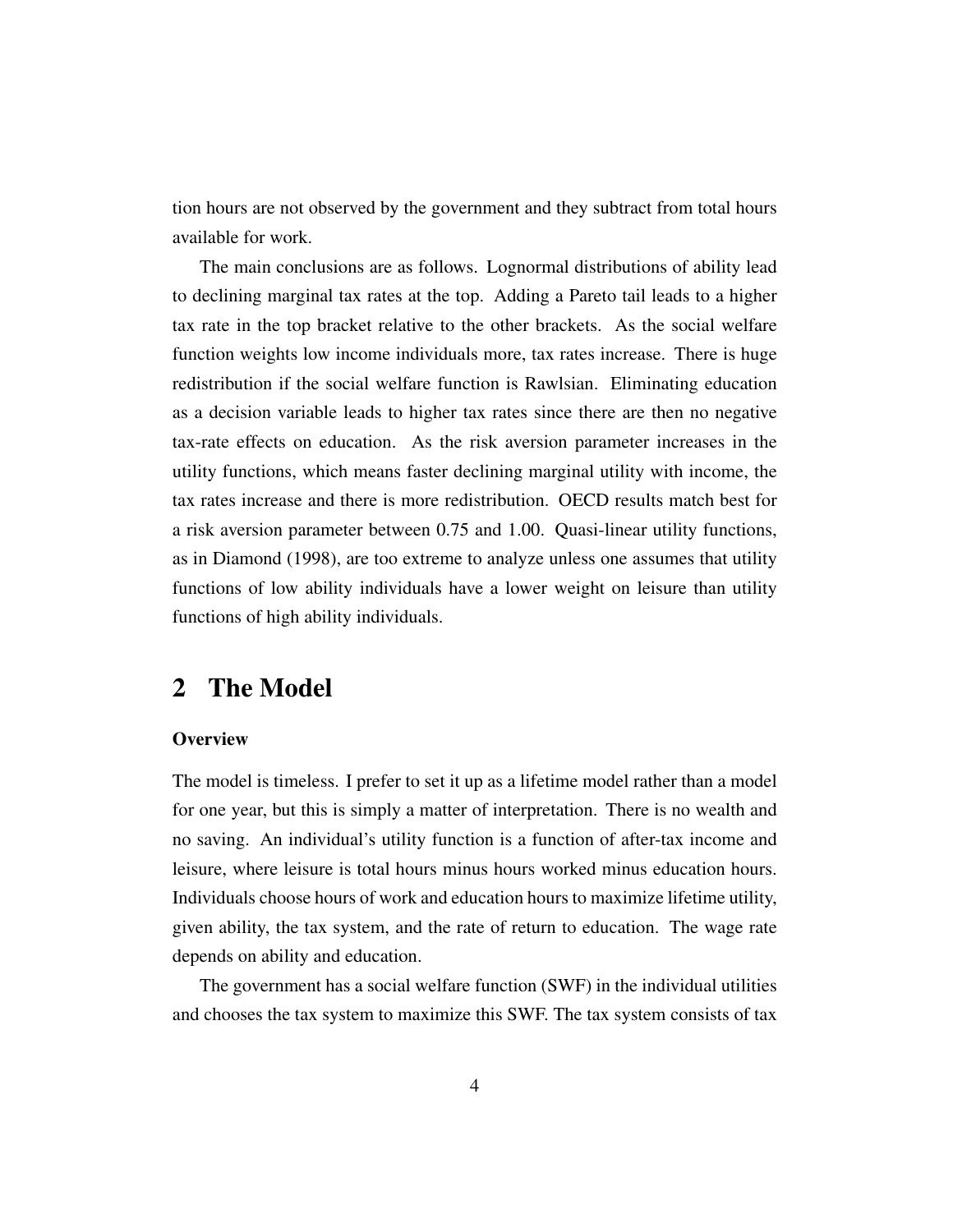tion hours are not observed by the government and they subtract from total hours available for work.

The main conclusions are as follows. Lognormal distributions of ability lead to declining marginal tax rates at the top. Adding a Pareto tail leads to a higher tax rate in the top bracket relative to the other brackets. As the social welfare function weights low income individuals more, tax rates increase. There is huge redistribution if the social welfare function is Rawlsian. Eliminating education as a decision variable leads to higher tax rates since there are then no negative tax-rate effects on education. As the risk aversion parameter increases in the utility functions, which means faster declining marginal utility with income, the tax rates increase and there is more redistribution. OECD results match best for a risk aversion parameter between 0.75 and 1.00. Quasi-linear utility functions, as in Diamond (1998), are too extreme to analyze unless one assumes that utility functions of low ability individuals have a lower weight on leisure than utility functions of high ability individuals.

# 2 The Model

### Overview

The model is timeless. I prefer to set it up as a lifetime model rather than a model for one year, but this is simply a matter of interpretation. There is no wealth and no saving. An individual's utility function is a function of after-tax income and leisure, where leisure is total hours minus hours worked minus education hours. Individuals choose hours of work and education hours to maximize lifetime utility, given ability, the tax system, and the rate of return to education. The wage rate depends on ability and education.

The government has a social welfare function (SWF) in the individual utilities and chooses the tax system to maximize this SWF. The tax system consists of tax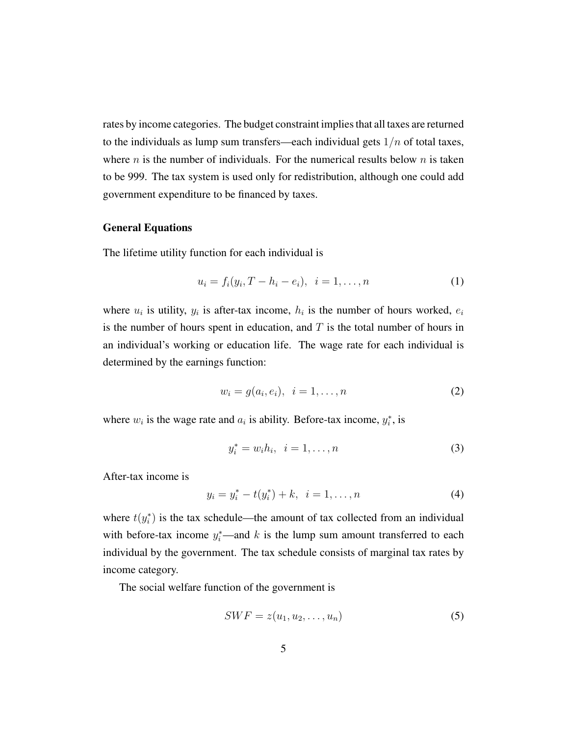rates by income categories. The budget constraint implies that all taxes are returned to the individuals as lump sum transfers—each individual gets $1/n$ of total taxes, where $n$ is the number of individuals. For the numerical results below $n$ is taken to be 999. The tax system is used only for redistribution, although one could add government expenditure to be financed by taxes.

### General Equations

The lifetime utility function for each individual is

$$u_i = f_i(y_i, T - h_i - e_i), \;\; i = 1, \ldots, n \tag{1}$$

where $u_i$ is utility, $y_i$ is after-tax income, $h_i$ is the number of hours worked, $e_i$ is the number of hours spent in education, and $T$ is the total number of hours in an individual's working or education life. The wage rate for each individual is determined by the earnings function:

$$w_i = g(a_i, e_i), \;\; i = 1, \ldots, n \tag{2}$$

where $w_i$ is the wage rate and $a_i$ is ability. Before-tax income, $y_i^*$, is

$$y_i^* = w_i h_i, \;\; i = 1, \ldots, n \tag{3}$$

After-tax income is

$$y_i = y_i^* - t(y_i^*) + k, \;\; i = 1, \ldots, n \tag{4}$$

where $t(y_i^*)$ is the tax schedule—the amount of tax collected from an individual with before-tax income $y_i^*$—and $k$ is the lump sum amount transferred to each individual by the government. The tax schedule consists of marginal tax rates by income category.

The social welfare function of the government is

$$SWF = z(u_1, u_2, \ldots, u_n) \tag{5}$$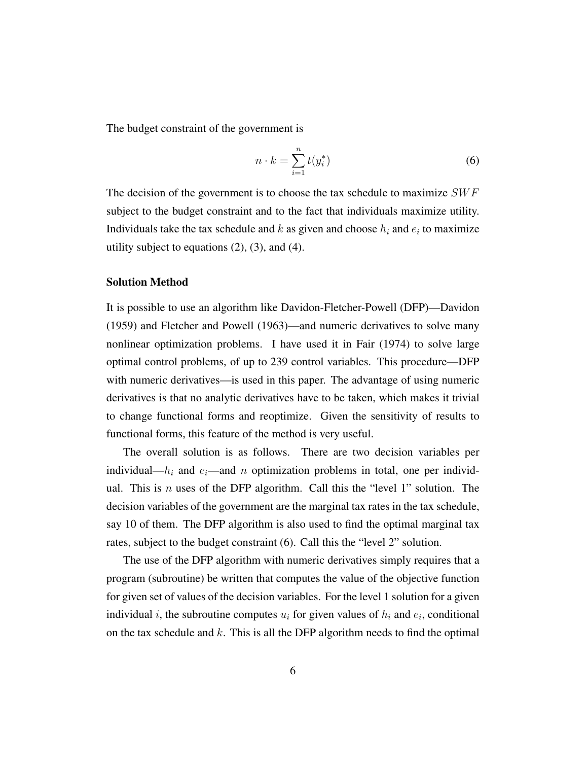The budget constraint of the government is

$$n \cdot k = \sum_{i=1}^{n} t(y_i^*) \tag{6}$$

The decision of the government is to choose the tax schedule to maximize $SWF$ subject to the budget constraint and to the fact that individuals maximize utility. Individuals take the tax schedule and $k$ as given and choose $h_i$ and $e_i$ to maximize utility subject to equations (2), (3), and (4).

**Solution Method**

It is possible to use an algorithm like Davidon-Fletcher-Powell (DFP)—Davidon (1959) and Fletcher and Powell (1963)—and numeric derivatives to solve many nonlinear optimization problems. I have used it in Fair (1974) to solve large optimal control problems, of up to 239 control variables. This procedure—DFP with numeric derivatives—is used in this paper. The advantage of using numeric derivatives is that no analytic derivatives have to be taken, which makes it trivial to change functional forms and reoptimize. Given the sensitivity of results to functional forms, this feature of the method is very useful.

The overall solution is as follows. There are two decision variables per individual—$h_i$ and $e_i$—and $n$ optimization problems in total, one per individual. This is $n$ uses of the DFP algorithm. Call this the "level 1" solution. The decision variables of the government are the marginal tax rates in the tax schedule, say 10 of them. The DFP algorithm is also used to find the optimal marginal tax rates, subject to the budget constraint (6). Call this the "level 2" solution.

The use of the DFP algorithm with numeric derivatives simply requires that a program (subroutine) be written that computes the value of the objective function for given set of values of the decision variables. For the level 1 solution for a given individual $i$, the subroutine computes $u_i$ for given values of $h_i$ and $e_i$, conditional on the tax schedule and $k$. This is all the DFP algorithm needs to find the optimal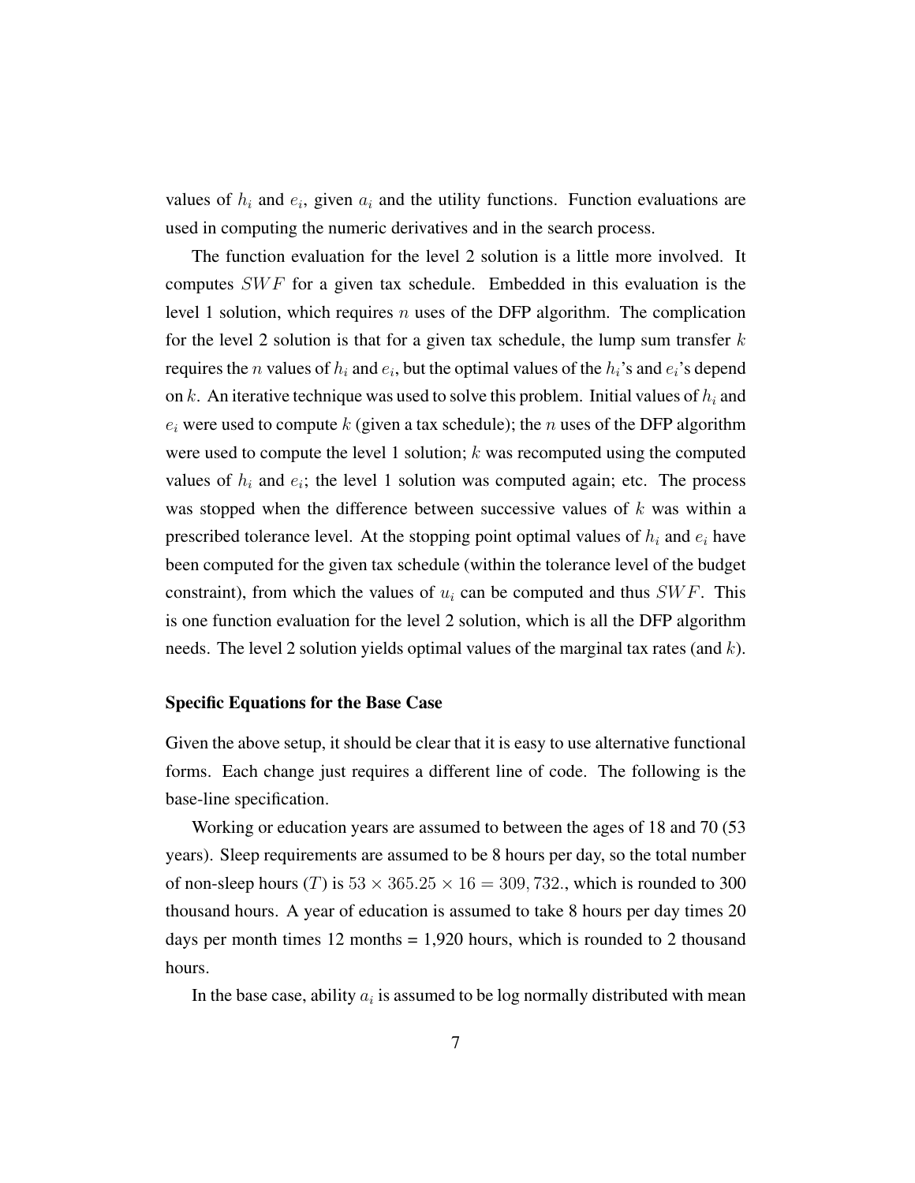values of $h_i$ and $e_i$, given $a_i$ and the utility functions. Function evaluations are used in computing the numeric derivatives and in the search process.

The function evaluation for the level 2 solution is a little more involved. It computes $SWF$ for a given tax schedule. Embedded in this evaluation is the level 1 solution, which requires $n$ uses of the DFP algorithm. The complication for the level 2 solution is that for a given tax schedule, the lump sum transfer $k$ requires the $n$ values of $h_i$ and $e_i$, but the optimal values of the $h_i$'s and $e_i$'s depend on $k$. An iterative technique was used to solve this problem. Initial values of $h_i$ and $e_i$ were used to compute $k$ (given a tax schedule); the $n$ uses of the DFP algorithm were used to compute the level 1 solution; $k$ was recomputed using the computed values of $h_i$ and $e_i$; the level 1 solution was computed again; etc. The process was stopped when the difference between successive values of $k$ was within a prescribed tolerance level. At the stopping point optimal values of $h_i$ and $e_i$ have been computed for the given tax schedule (within the tolerance level of the budget constraint), from which the values of $u_i$ can be computed and thus $SWF$. This is one function evaluation for the level 2 solution, which is all the DFP algorithm needs. The level 2 solution yields optimal values of the marginal tax rates (and $k$).

### Specific Equations for the Base Case

Given the above setup, it should be clear that it is easy to use alternative functional forms. Each change just requires a different line of code. The following is the base-line specification.

Working or education years are assumed to between the ages of 18 and 70 (53 years). Sleep requirements are assumed to be 8 hours per day, so the total number of non-sleep hours ($T$) is $53 \times 365.25 \times 16 = 309,732.$, which is rounded to 300 thousand hours. A year of education is assumed to take 8 hours per day times 20 days per month times 12 months = 1,920 hours, which is rounded to 2 thousand hours.

In the base case, ability $a_i$ is assumed to be log normally distributed with mean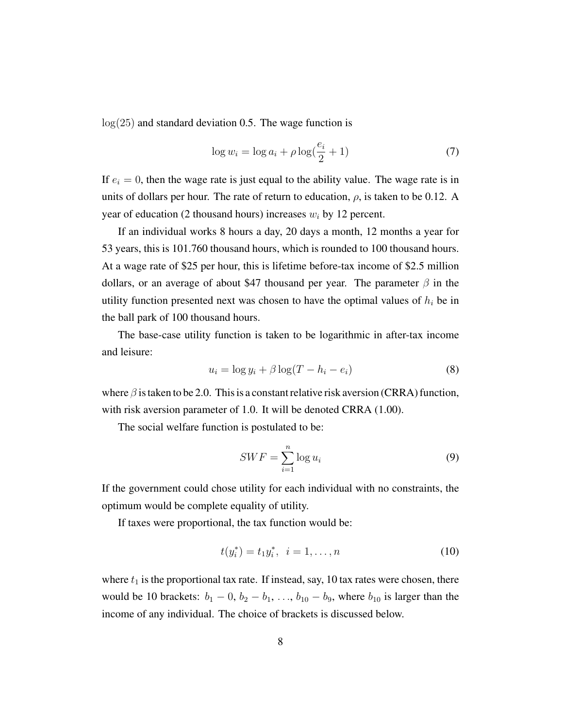$\log(25)$ and standard deviation 0.5. The wage function is

$$\log w_i = \log a_i + \rho \log(\frac{e_i}{2} + 1) \tag{7}$$

If $e_i = 0$, then the wage rate is just equal to the ability value. The wage rate is in units of dollars per hour. The rate of return to education, $\rho$, is taken to be 0.12. A year of education (2 thousand hours) increases $w_i$ by 12 percent.

If an individual works 8 hours a day, 20 days a month, 12 months a year for 53 years, this is 101.760 thousand hours, which is rounded to 100 thousand hours. At a wage rate of \$25 per hour, this is lifetime before-tax income of \$2.5 million dollars, or an average of about \$47 thousand per year. The parameter $\beta$ in the utility function presented next was chosen to have the optimal values of $h_i$ be in the ball park of 100 thousand hours.

The base-case utility function is taken to be logarithmic in after-tax income and leisure:

$$u_i = \log y_i + \beta \log(T - h_i - e_i) \tag{8}$$

where $\beta$ is taken to be 2.0. This is a constant relative risk aversion (CRRA) function, with risk aversion parameter of 1.0. It will be denoted CRRA (1.00).

The social welfare function is postulated to be:

$$SWF = \sum_{i=1}^{n} \log u_i \tag{9}$$

If the government could chose utility for each individual with no constraints, the optimum would be complete equality of utility.

If taxes were proportional, the tax function would be:

$$t(y_i^*) = t_1 y_i^*, \;\; i = 1, \ldots, n \tag{10}$$

where $t_1$ is the proportional tax rate. If instead, say, 10 tax rates were chosen, there would be 10 brackets: $b_1 - 0$, $b_2 - b_1$, $\ldots$, $b_{10} - b_9$, where $b_{10}$ is larger than the income of any individual. The choice of brackets is discussed below.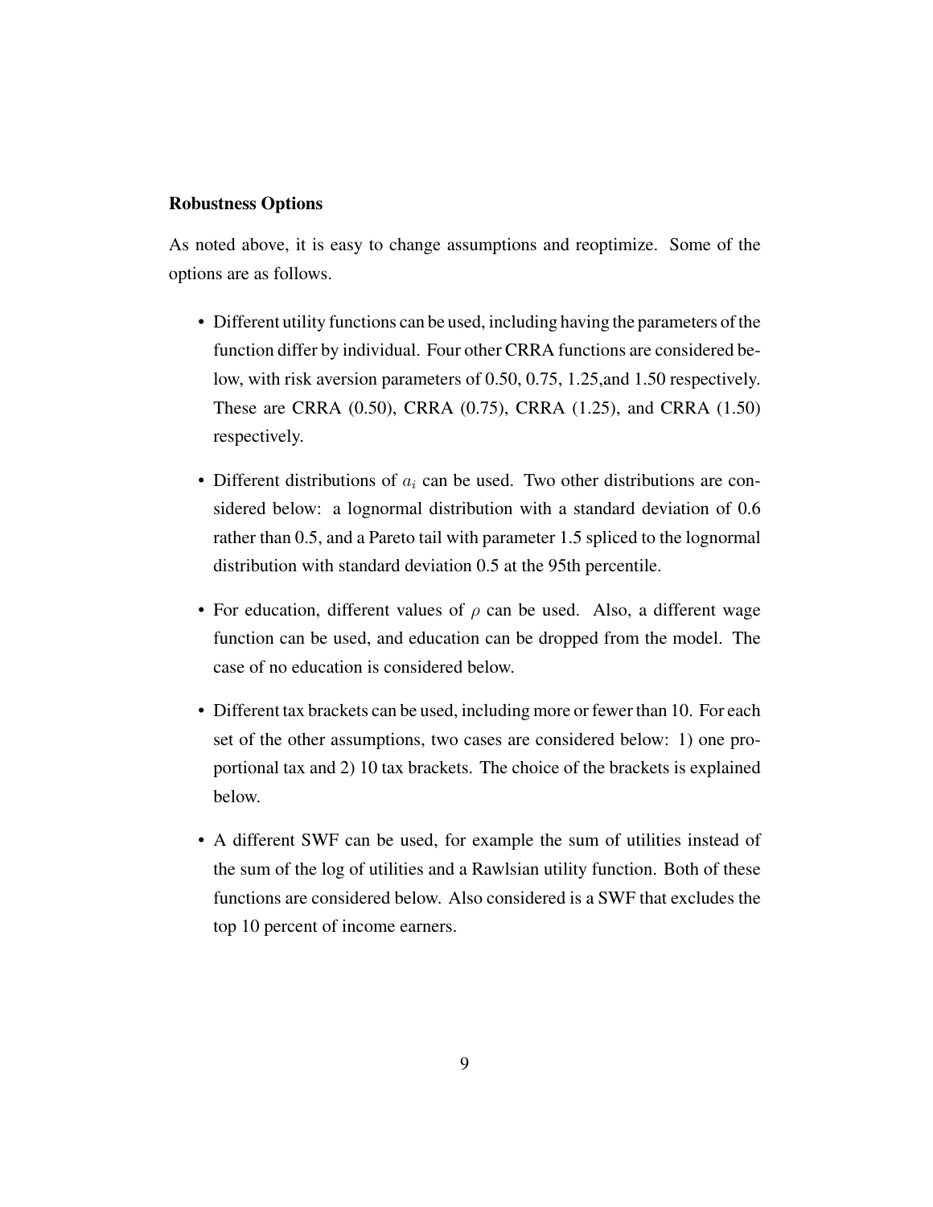**Robustness Options**

As noted above, it is easy to change assumptions and reoptimize. Some of the options are as follows.

- Different utility functions can be used, including having the parameters of the function differ by individual. Four other CRRA functions are considered below, with risk aversion parameters of 0.50, 0.75, 1.25,and 1.50 respectively. These are CRRA (0.50), CRRA (0.75), CRRA (1.25), and CRRA (1.50) respectively.
- Different distributions of $a_i$ can be used. Two other distributions are considered below: a lognormal distribution with a standard deviation of 0.6 rather than 0.5, and a Pareto tail with parameter 1.5 spliced to the lognormal distribution with standard deviation 0.5 at the 95th percentile.
- For education, different values of $\rho$ can be used. Also, a different wage function can be used, and education can be dropped from the model. The case of no education is considered below.
- Different tax brackets can be used, including more or fewer than 10. For each set of the other assumptions, two cases are considered below: 1) one proportional tax and 2) 10 tax brackets. The choice of the brackets is explained below.
- A different SWF can be used, for example the sum of utilities instead of the sum of the log of utilities and a Rawlsian utility function. Both of these functions are considered below. Also considered is a SWF that excludes the top 10 percent of income earners.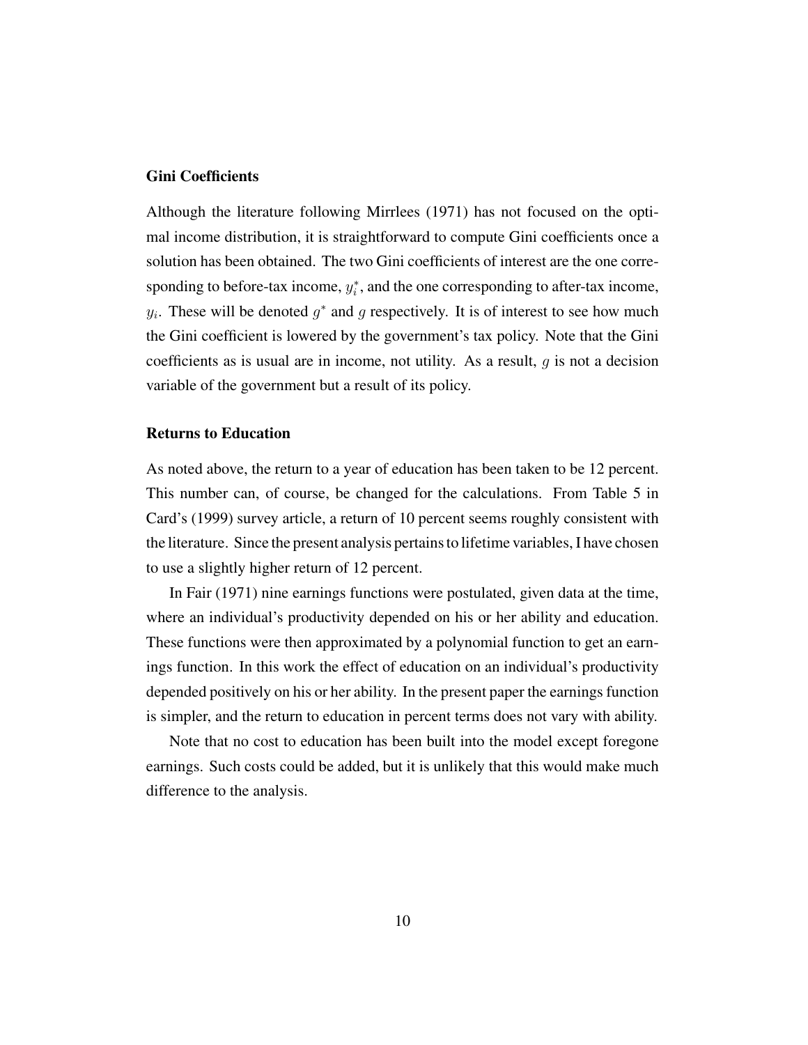### Gini Coefficients

Although the literature following Mirrlees (1971) has not focused on the optimal income distribution, it is straightforward to compute Gini coefficients once a solution has been obtained. The two Gini coefficients of interest are the one corresponding to before-tax income, $y_i^*$, and the one corresponding to after-tax income, $y_i$. These will be denoted $g^*$ and $g$ respectively. It is of interest to see how much the Gini coefficient is lowered by the government's tax policy. Note that the Gini coefficients as is usual are in income, not utility. As a result, $g$ is not a decision variable of the government but a result of its policy.

### Returns to Education

As noted above, the return to a year of education has been taken to be 12 percent. This number can, of course, be changed for the calculations. From Table 5 in Card's (1999) survey article, a return of 10 percent seems roughly consistent with the literature. Since the present analysis pertains to lifetime variables, I have chosen to use a slightly higher return of 12 percent.

In Fair (1971) nine earnings functions were postulated, given data at the time, where an individual's productivity depended on his or her ability and education. These functions were then approximated by a polynomial function to get an earnings function. In this work the effect of education on an individual's productivity depended positively on his or her ability. In the present paper the earnings function is simpler, and the return to education in percent terms does not vary with ability.

Note that no cost to education has been built into the model except foregone earnings. Such costs could be added, but it is unlikely that this would make much difference to the analysis.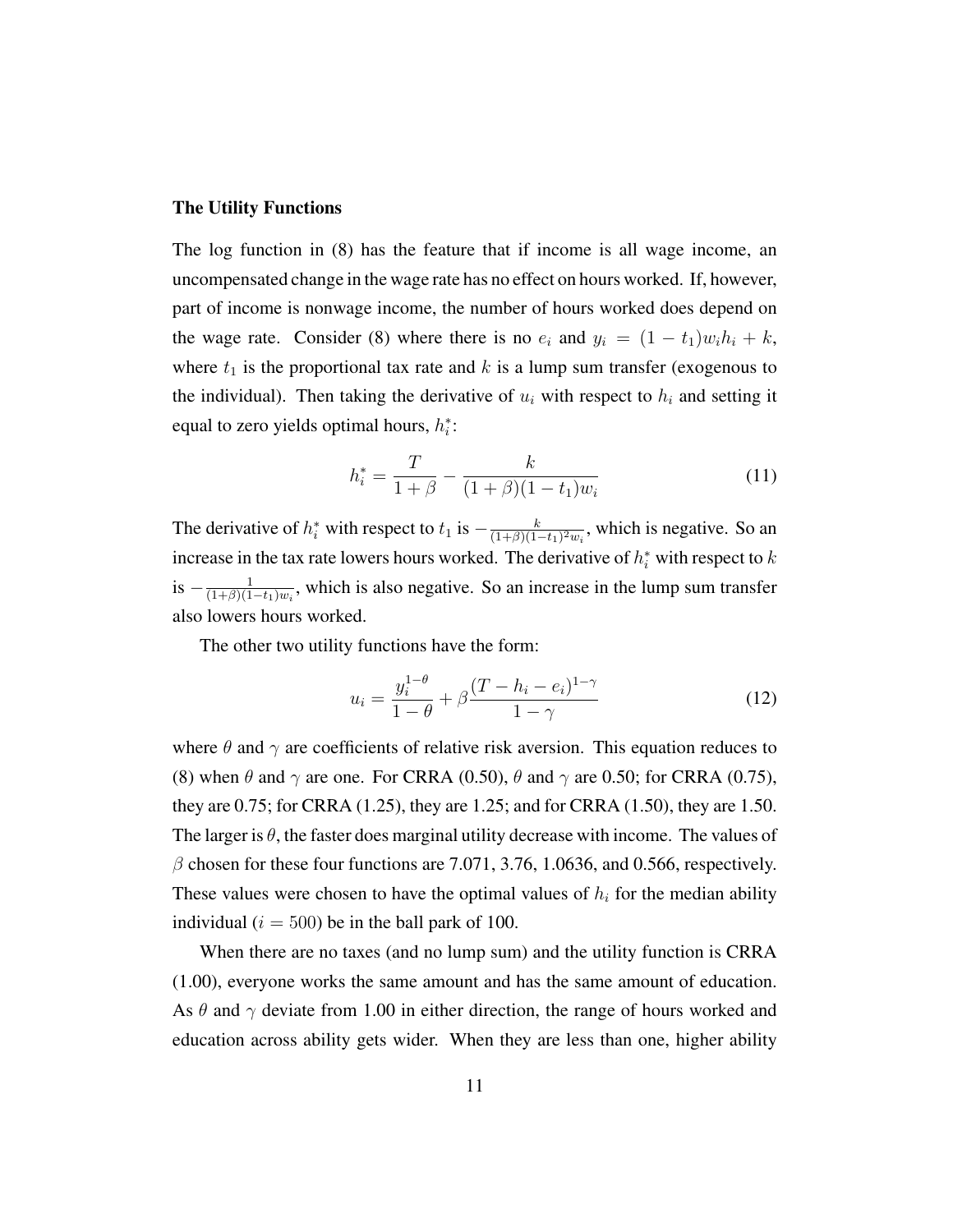**The Utility Functions**

The log function in (8) has the feature that if income is all wage income, an uncompensated change in the wage rate has no effect on hours worked. If, however, part of income is nonwage income, the number of hours worked does depend on the wage rate. Consider (8) where there is no $e_i$ and $y_i = (1 - t_1)w_i h_i + k$, where $t_1$ is the proportional tax rate and $k$ is a lump sum transfer (exogenous to the individual). Then taking the derivative of $u_i$ with respect to $h_i$ and setting it equal to zero yields optimal hours, $h_i^*$:

$$h_i^* = \frac{T}{1+\beta} - \frac{k}{(1+\beta)(1-t_1)w_i} \tag{11}$$

The derivative of $h_i^*$ with respect to $t_1$ is $-\frac{k}{(1+\beta)(1-t_1)^2 w_i}$, which is negative. So an increase in the tax rate lowers hours worked. The derivative of $h_i^*$ with respect to $k$ is $-\frac{1}{(1+\beta)(1-t_1)w_i}$, which is also negative. So an increase in the lump sum transfer also lowers hours worked.

The other two utility functions have the form:

$$u_i = \frac{y_i^{1-\theta}}{1-\theta} + \beta\frac{(T - h_i - e_i)^{1-\gamma}}{1-\gamma} \tag{12}$$

where $\theta$ and $\gamma$ are coefficients of relative risk aversion. This equation reduces to (8) when $\theta$ and $\gamma$ are one. For CRRA (0.50), $\theta$ and $\gamma$ are 0.50; for CRRA (0.75), they are 0.75; for CRRA (1.25), they are 1.25; and for CRRA (1.50), they are 1.50. The larger is $\theta$, the faster does marginal utility decrease with income. The values of $\beta$ chosen for these four functions are 7.071, 3.76, 1.0636, and 0.566, respectively. These values were chosen to have the optimal values of $h_i$ for the median ability individual ($i = 500$) be in the ball park of 100.

When there are no taxes (and no lump sum) and the utility function is CRRA (1.00), everyone works the same amount and has the same amount of education. As $\theta$ and $\gamma$ deviate from 1.00 in either direction, the range of hours worked and education across ability gets wider. When they are less than one, higher ability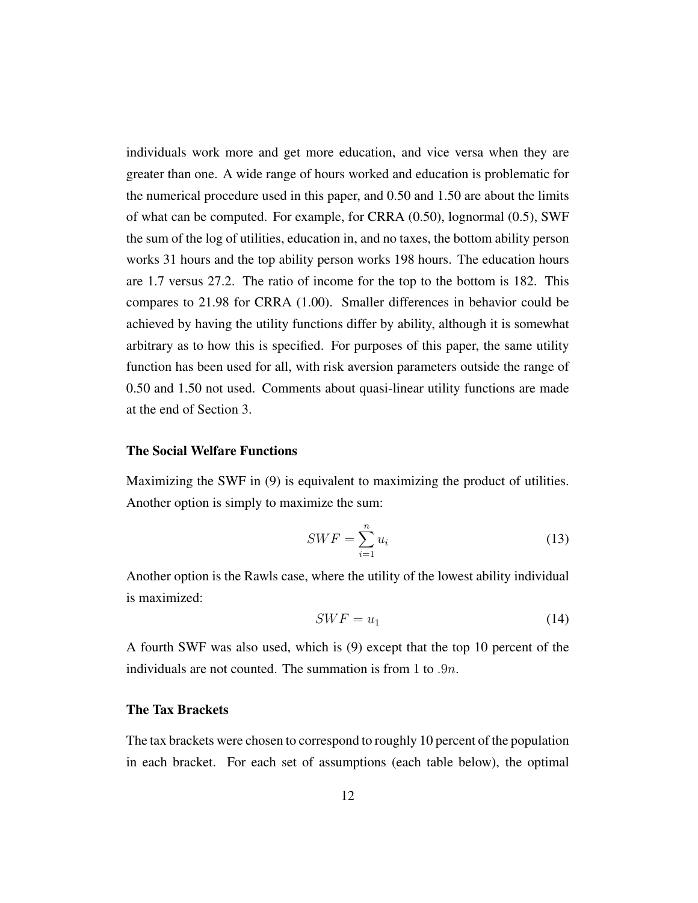individuals work more and get more education, and vice versa when they are greater than one. A wide range of hours worked and education is problematic for the numerical procedure used in this paper, and 0.50 and 1.50 are about the limits of what can be computed. For example, for CRRA (0.50), lognormal (0.5), SWF the sum of the log of utilities, education in, and no taxes, the bottom ability person works 31 hours and the top ability person works 198 hours. The education hours are 1.7 versus 27.2. The ratio of income for the top to the bottom is 182. This compares to 21.98 for CRRA (1.00). Smaller differences in behavior could be achieved by having the utility functions differ by ability, although it is somewhat arbitrary as to how this is specified. For purposes of this paper, the same utility function has been used for all, with risk aversion parameters outside the range of 0.50 and 1.50 not used. Comments about quasi-linear utility functions are made at the end of Section 3.

### The Social Welfare Functions

Maximizing the SWF in (9) is equivalent to maximizing the product of utilities. Another option is simply to maximize the sum:

$$SWF = \sum_{i=1}^{n} u_i \tag{13}$$

Another option is the Rawls case, where the utility of the lowest ability individual is maximized:

$$SWF = u_1 \tag{14}$$

A fourth SWF was also used, which is (9) except that the top 10 percent of the individuals are not counted. The summation is from $1$ to $.9n$.

### The Tax Brackets

The tax brackets were chosen to correspond to roughly 10 percent of the population in each bracket. For each set of assumptions (each table below), the optimal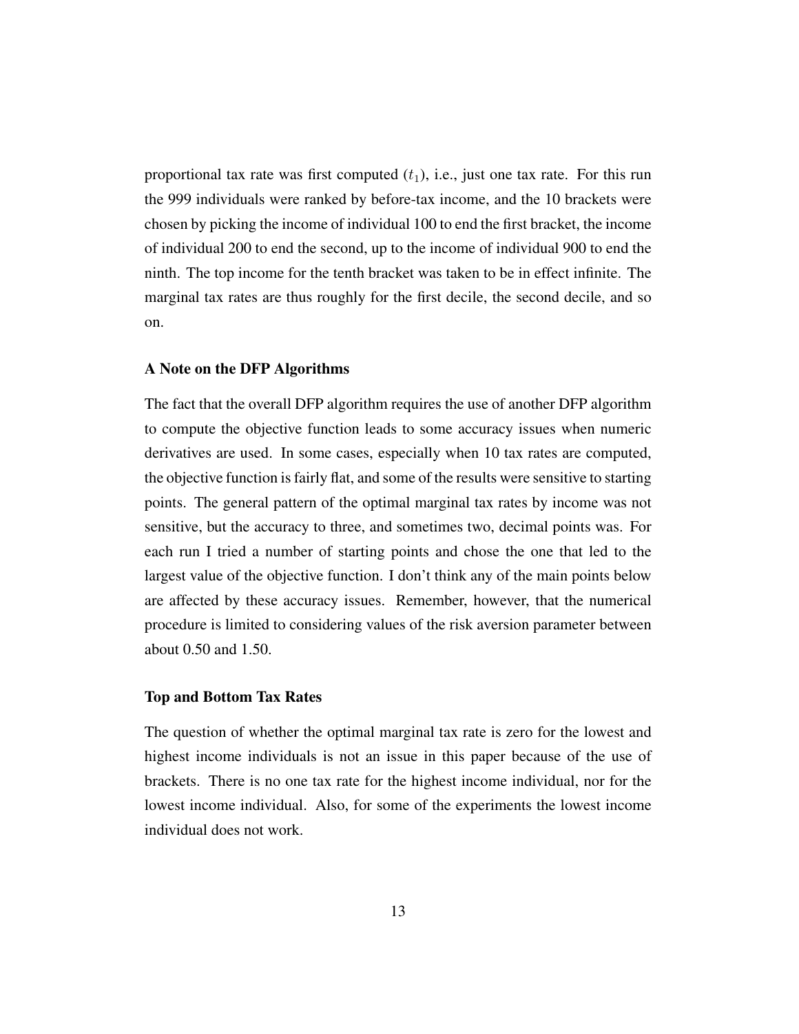proportional tax rate was first computed ($t_1$), i.e., just one tax rate. For this run the 999 individuals were ranked by before-tax income, and the 10 brackets were chosen by picking the income of individual 100 to end the first bracket, the income of individual 200 to end the second, up to the income of individual 900 to end the ninth. The top income for the tenth bracket was taken to be in effect infinite. The marginal tax rates are thus roughly for the first decile, the second decile, and so on.

### A Note on the DFP Algorithms

The fact that the overall DFP algorithm requires the use of another DFP algorithm to compute the objective function leads to some accuracy issues when numeric derivatives are used. In some cases, especially when 10 tax rates are computed, the objective function is fairly flat, and some of the results were sensitive to starting points. The general pattern of the optimal marginal tax rates by income was not sensitive, but the accuracy to three, and sometimes two, decimal points was. For each run I tried a number of starting points and chose the one that led to the largest value of the objective function. I don't think any of the main points below are affected by these accuracy issues. Remember, however, that the numerical procedure is limited to considering values of the risk aversion parameter between about 0.50 and 1.50.

### Top and Bottom Tax Rates

The question of whether the optimal marginal tax rate is zero for the lowest and highest income individuals is not an issue in this paper because of the use of brackets. There is no one tax rate for the highest income individual, nor for the lowest income individual. Also, for some of the experiments the lowest income individual does not work.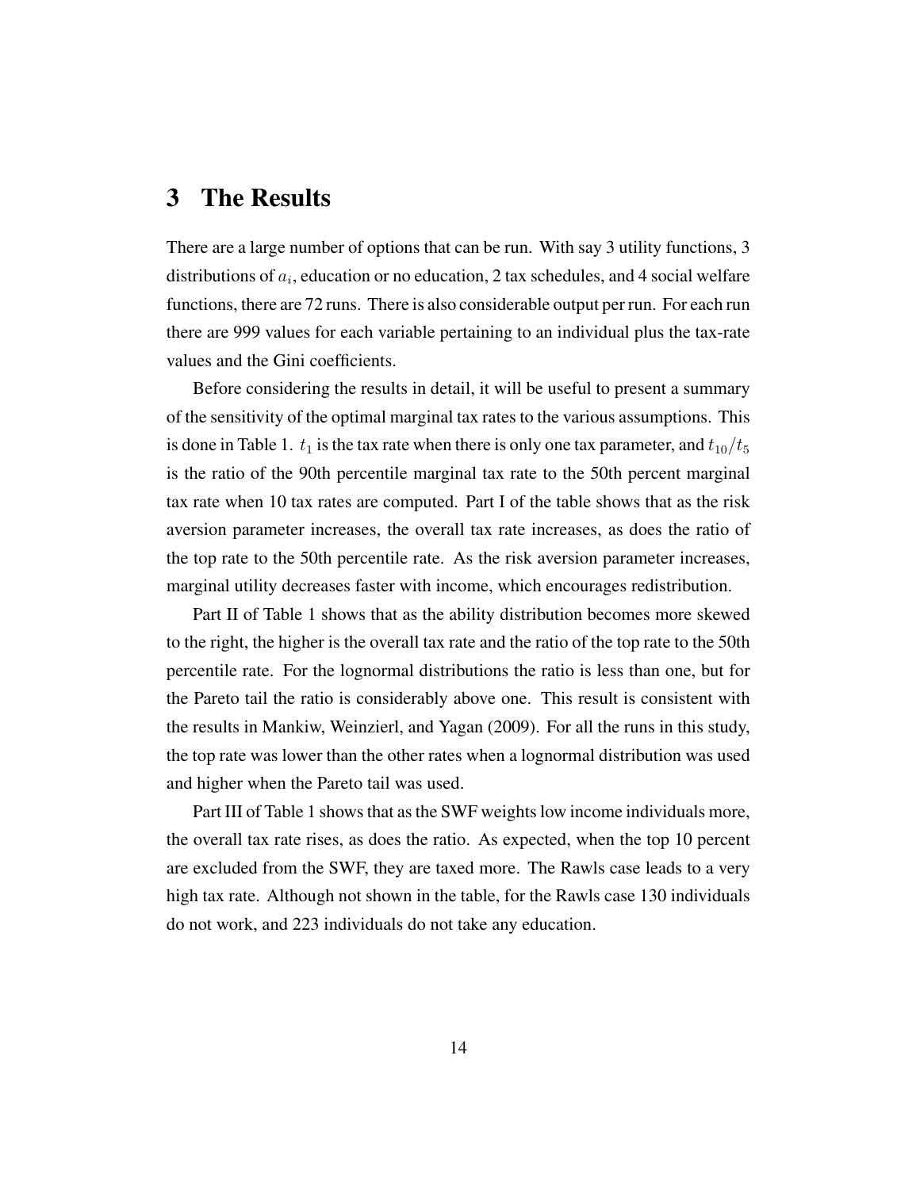# 3 The Results

There are a large number of options that can be run. With say 3 utility functions, 3 distributions of $a_i$, education or no education, 2 tax schedules, and 4 social welfare functions, there are 72 runs. There is also considerable output per run. For each run there are 999 values for each variable pertaining to an individual plus the tax-rate values and the Gini coefficients.

Before considering the results in detail, it will be useful to present a summary of the sensitivity of the optimal marginal tax rates to the various assumptions. This is done in Table 1. $t_1$ is the tax rate when there is only one tax parameter, and $t_{10}/t_5$ is the ratio of the 90th percentile marginal tax rate to the 50th percent marginal tax rate when 10 tax rates are computed. Part I of the table shows that as the risk aversion parameter increases, the overall tax rate increases, as does the ratio of the top rate to the 50th percentile rate. As the risk aversion parameter increases, marginal utility decreases faster with income, which encourages redistribution.

Part II of Table 1 shows that as the ability distribution becomes more skewed to the right, the higher is the overall tax rate and the ratio of the top rate to the 50th percentile rate. For the lognormal distributions the ratio is less than one, but for the Pareto tail the ratio is considerably above one. This result is consistent with the results in Mankiw, Weinzierl, and Yagan (2009). For all the runs in this study, the top rate was lower than the other rates when a lognormal distribution was used and higher when the Pareto tail was used.

Part III of Table 1 shows that as the SWF weights low income individuals more, the overall tax rate rises, as does the ratio. As expected, when the top 10 percent are excluded from the SWF, they are taxed more. The Rawls case leads to a very high tax rate. Although not shown in the table, for the Rawls case 130 individuals do not work, and 223 individuals do not take any education.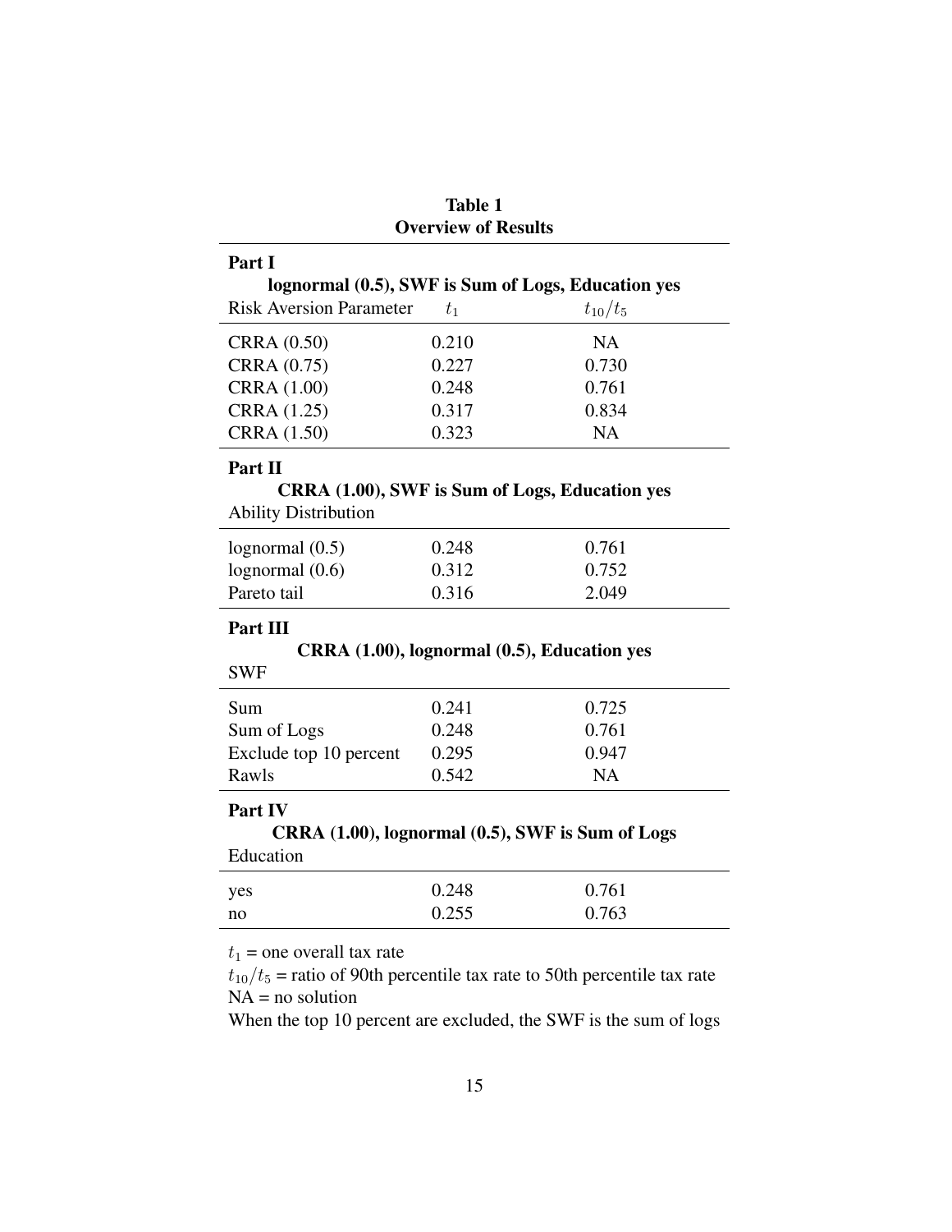**Table 1**
**Overview of Results**

| **Part I** | | |
|---|---|---|
| **lognormal (0.5), SWF is Sum of Logs, Education yes** | | |
| Risk Aversion Parameter | $t_1$ | $t_{10}/t_5$ |
| CRRA (0.50) | 0.210 | NA |
| CRRA (0.75) | 0.227 | 0.730 |
| CRRA (1.00) | 0.248 | 0.761 |
| CRRA (1.25) | 0.317 | 0.834 |
| CRRA (1.50) | 0.323 | NA |
| **Part II** | | |
| **CRRA (1.00), SWF is Sum of Logs, Education yes** | | |
| Ability Distribution | | |
| lognormal (0.5) | 0.248 | 0.761 |
| lognormal (0.6) | 0.312 | 0.752 |
| Pareto tail | 0.316 | 2.049 |
| **Part III** | | |
| **CRRA (1.00), lognormal (0.5), Education yes** | | |
| SWF | | |
| Sum | 0.241 | 0.725 |
| Sum of Logs | 0.248 | 0.761 |
| Exclude top 10 percent | 0.295 | 0.947 |
| Rawls | 0.542 | NA |
| **Part IV** | | |
| **CRRA (1.00), lognormal (0.5), SWF is Sum of Logs** | | |
| Education | | |
| yes | 0.248 | 0.761 |
| no | 0.255 | 0.763 |

$t_1$ = one overall tax rate

$t_{10}/t_5$ = ratio of 90th percentile tax rate to 50th percentile tax rate

NA = no solution

When the top 10 percent are excluded, the SWF is the sum of logs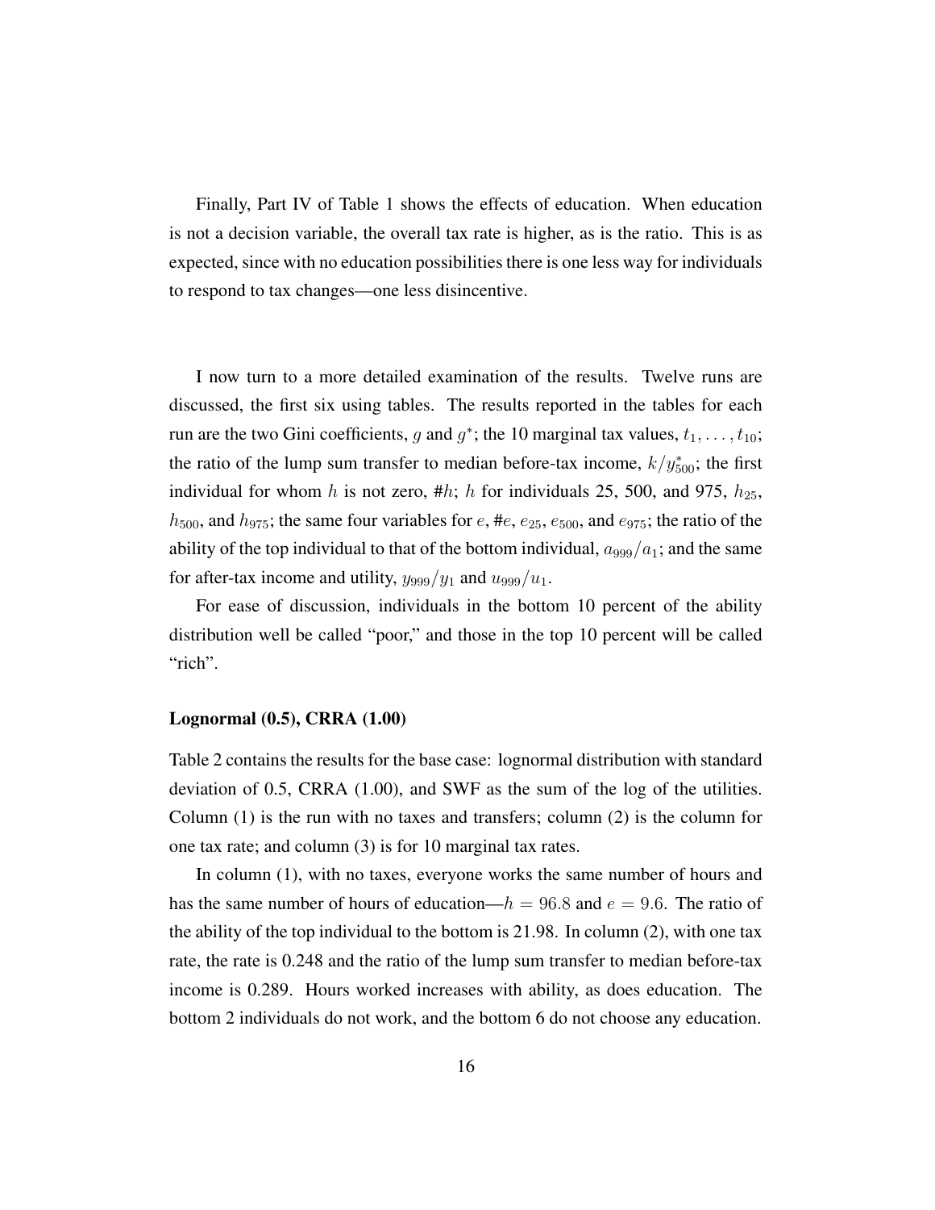Finally, Part IV of Table 1 shows the effects of education. When education is not a decision variable, the overall tax rate is higher, as is the ratio. This is as expected, since with no education possibilities there is one less way for individuals to respond to tax changes—one less disincentive.

I now turn to a more detailed examination of the results. Twelve runs are discussed, the first six using tables. The results reported in the tables for each run are the two Gini coefficients, $g$ and $g^*$; the 10 marginal tax values, $t_1, \ldots, t_{10}$; the ratio of the lump sum transfer to median before-tax income, $k/y^*_{500}$; the first individual for whom $h$ is not zero, #$h$; $h$ for individuals 25, 500, and 975, $h_{25}$, $h_{500}$, and $h_{975}$; the same four variables for $e$, #$e$, $e_{25}$, $e_{500}$, and $e_{975}$; the ratio of the ability of the top individual to that of the bottom individual, $a_{999}/a_1$; and the same for after-tax income and utility, $y_{999}/y_1$ and $u_{999}/u_1$.

For ease of discussion, individuals in the bottom 10 percent of the ability distribution well be called "poor," and those in the top 10 percent will be called "rich".

**Lognormal (0.5), CRRA (1.00)**

Table 2 contains the results for the base case: lognormal distribution with standard deviation of 0.5, CRRA (1.00), and SWF as the sum of the log of the utilities. Column (1) is the run with no taxes and transfers; column (2) is the column for one tax rate; and column (3) is for 10 marginal tax rates.

In column (1), with no taxes, everyone works the same number of hours and has the same number of hours of education—$h = 96.8$ and $e = 9.6$. The ratio of the ability of the top individual to the bottom is 21.98. In column (2), with one tax rate, the rate is 0.248 and the ratio of the lump sum transfer to median before-tax income is 0.289. Hours worked increases with ability, as does education. The bottom 2 individuals do not work, and the bottom 6 do not choose any education.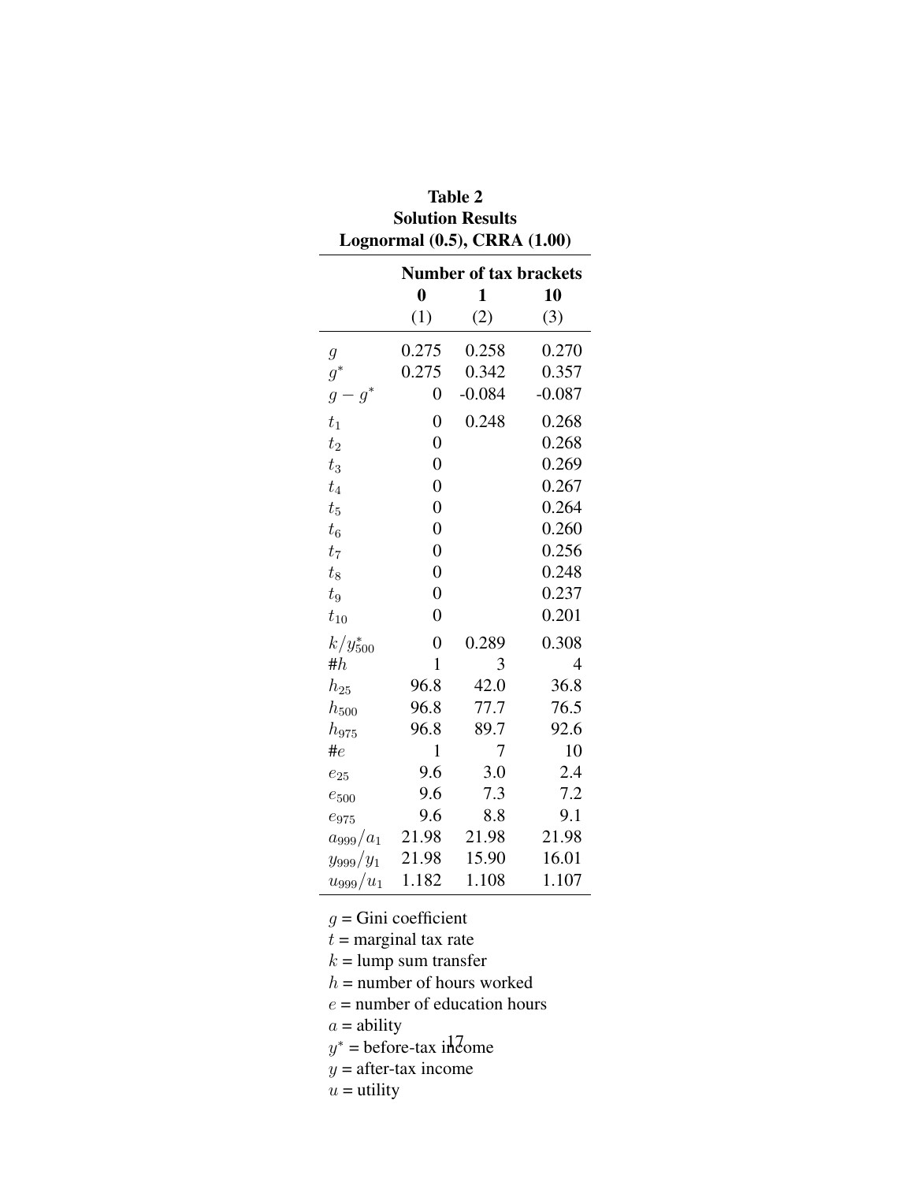**Table 2**
**Solution Results**
**Lognormal (0.5), CRRA (1.00)**

| | **Number of tax brackets** | | |
|---|---|---|---|
| | **0** | **1** | **10** |
| | (1) | (2) | (3) |
| $g$ | 0.275 | 0.258 | 0.270 |
| $g^*$ | 0.275 | 0.342 | 0.357 |
| $g - g^*$ | 0 | -0.084 | -0.087 |
| $t_1$ | 0 | 0.248 | 0.268 |
| $t_2$ | 0 | | 0.268 |
| $t_3$ | 0 | | 0.269 |
| $t_4$ | 0 | | 0.267 |
| $t_5$ | 0 | | 0.264 |
| $t_6$ | 0 | | 0.260 |
| $t_7$ | 0 | | 0.256 |
| $t_8$ | 0 | | 0.248 |
| $t_9$ | 0 | | 0.237 |
| $t_{10}$ | 0 | | 0.201 |
| $k/y^*_{500}$ | 0 | 0.289 | 0.308 |
| #$h$ | 1 | 3 | 4 |
| $h_{25}$ | 96.8 | 42.0 | 36.8 |
| $h_{500}$ | 96.8 | 77.7 | 76.5 |
| $h_{975}$ | 96.8 | 89.7 | 92.6 |
| #$e$ | 1 | 7 | 10 |
| $e_{25}$ | 9.6 | 3.0 | 2.4 |
| $e_{500}$ | 9.6 | 7.3 | 7.2 |
| $e_{975}$ | 9.6 | 8.8 | 9.1 |
| $a_{999}/a_1$ | 21.98 | 21.98 | 21.98 |
| $y_{999}/y_1$ | 21.98 | 15.90 | 16.01 |
| $u_{999}/u_1$ | 1.182 | 1.108 | 1.107 |

$g$ = Gini coefficient
$t$ = marginal tax rate
$k$ = lump sum transfer
$h$ = number of hours worked
$e$ = number of education hours
$a$ = ability
$y^*$ = before-tax income
$y$ = after-tax income
$u$ = utility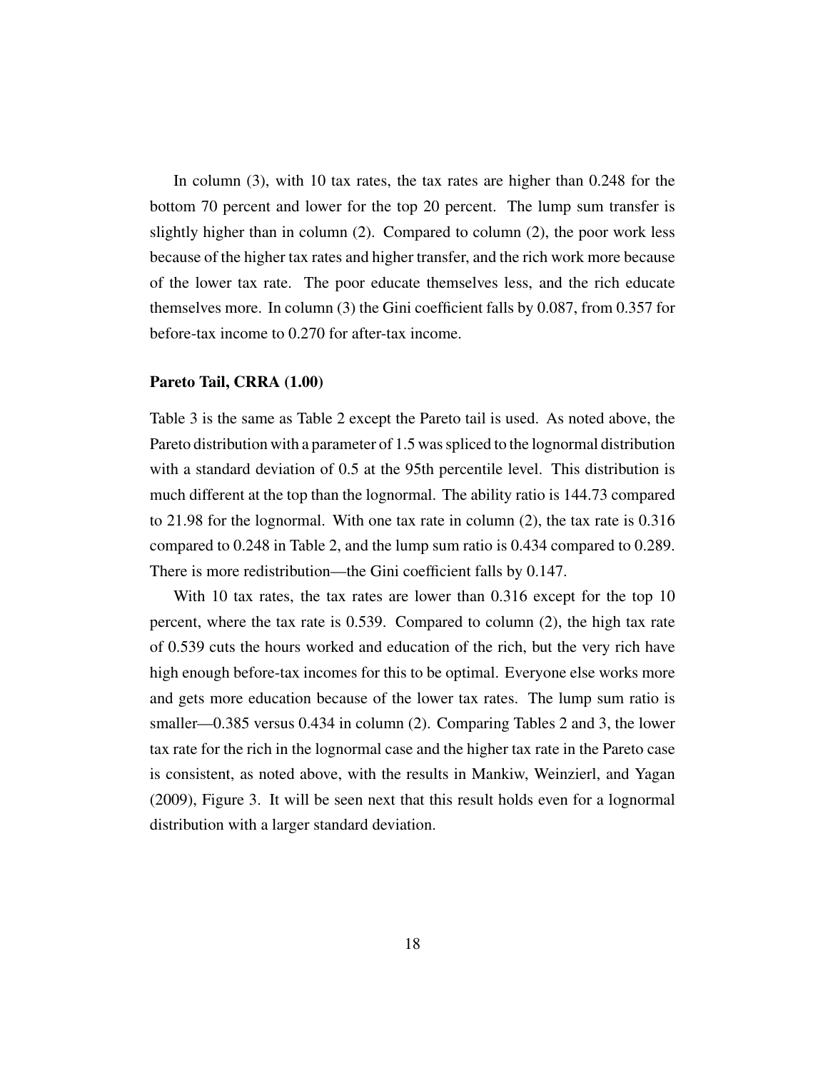In column (3), with 10 tax rates, the tax rates are higher than 0.248 for the bottom 70 percent and lower for the top 20 percent. The lump sum transfer is slightly higher than in column (2). Compared to column (2), the poor work less because of the higher tax rates and higher transfer, and the rich work more because of the lower tax rate. The poor educate themselves less, and the rich educate themselves more. In column (3) the Gini coefficient falls by 0.087, from 0.357 for before-tax income to 0.270 for after-tax income.

### Pareto Tail, CRRA (1.00)

Table 3 is the same as Table 2 except the Pareto tail is used. As noted above, the Pareto distribution with a parameter of 1.5 was spliced to the lognormal distribution with a standard deviation of 0.5 at the 95th percentile level. This distribution is much different at the top than the lognormal. The ability ratio is 144.73 compared to 21.98 for the lognormal. With one tax rate in column (2), the tax rate is 0.316 compared to 0.248 in Table 2, and the lump sum ratio is 0.434 compared to 0.289. There is more redistribution—the Gini coefficient falls by 0.147.

With 10 tax rates, the tax rates are lower than 0.316 except for the top 10 percent, where the tax rate is 0.539. Compared to column (2), the high tax rate of 0.539 cuts the hours worked and education of the rich, but the very rich have high enough before-tax incomes for this to be optimal. Everyone else works more and gets more education because of the lower tax rates. The lump sum ratio is smaller—0.385 versus 0.434 in column (2). Comparing Tables 2 and 3, the lower tax rate for the rich in the lognormal case and the higher tax rate in the Pareto case is consistent, as noted above, with the results in Mankiw, Weinzierl, and Yagan (2009), Figure 3. It will be seen next that this result holds even for a lognormal distribution with a larger standard deviation.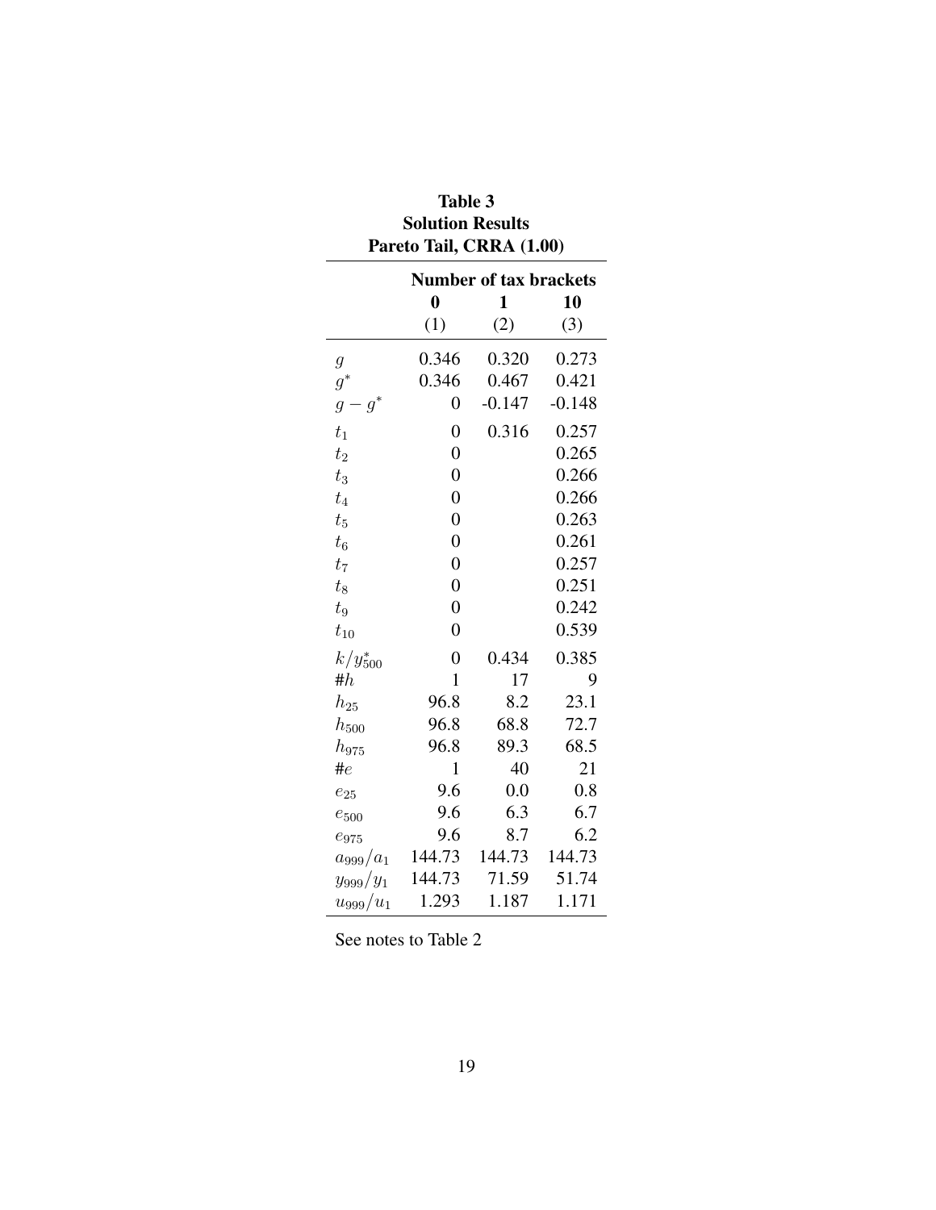**Table 3**
**Solution Results**
**Pareto Tail, CRRA (1.00)**

| | **Number of tax brackets** | | |
|---|---|---|---|
| | **0** | **1** | **10** |
| | (1) | (2) | (3) |
| $g$ | 0.346 | 0.320 | 0.273 |
| $g^*$ | 0.346 | 0.467 | 0.421 |
| $g - g^*$ | 0 | -0.147 | -0.148 |
| $t_1$ | 0 | 0.316 | 0.257 |
| $t_2$ | 0 | | 0.265 |
| $t_3$ | 0 | | 0.266 |
| $t_4$ | 0 | | 0.266 |
| $t_5$ | 0 | | 0.263 |
| $t_6$ | 0 | | 0.261 |
| $t_7$ | 0 | | 0.257 |
| $t_8$ | 0 | | 0.251 |
| $t_9$ | 0 | | 0.242 |
| $t_{10}$ | 0 | | 0.539 |
| $k/y^*_{500}$ | 0 | 0.434 | 0.385 |
| #$h$ | 1 | 17 | 9 |
| $h_{25}$ | 96.8 | 8.2 | 23.1 |
| $h_{500}$ | 96.8 | 68.8 | 72.7 |
| $h_{975}$ | 96.8 | 89.3 | 68.5 |
| #$e$ | 1 | 40 | 21 |
| $e_{25}$ | 9.6 | 0.0 | 0.8 |
| $e_{500}$ | 9.6 | 6.3 | 6.7 |
| $e_{975}$ | 9.6 | 8.7 | 6.2 |
| $a_{999}/a_1$ | 144.73 | 144.73 | 144.73 |
| $y_{999}/y_1$ | 144.73 | 71.59 | 51.74 |
| $u_{999}/u_1$ | 1.293 | 1.187 | 1.171 |

See notes to Table 2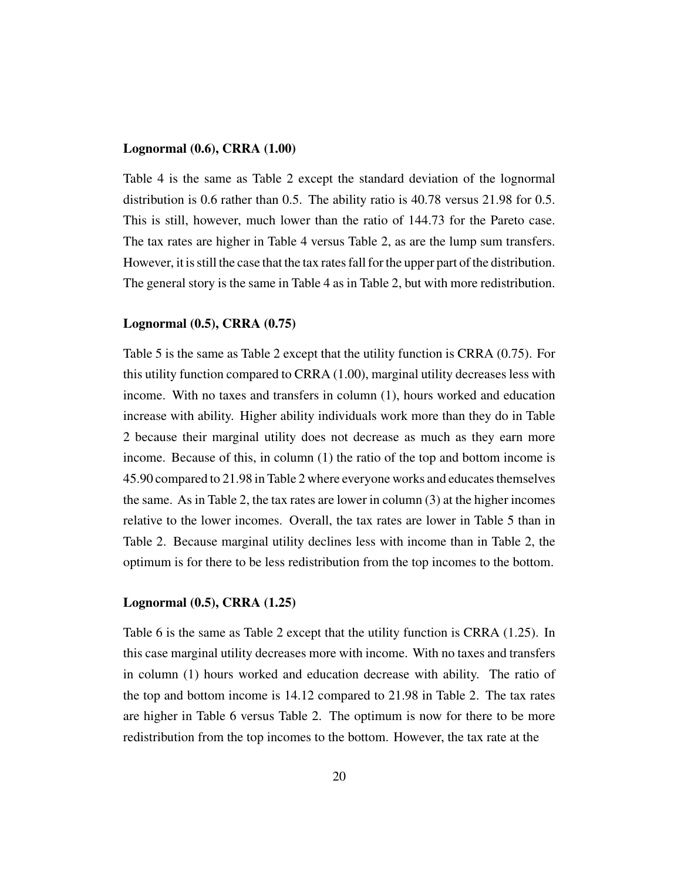**Lognormal (0.6), CRRA (1.00)**

Table 4 is the same as Table 2 except the standard deviation of the lognormal distribution is 0.6 rather than 0.5. The ability ratio is 40.78 versus 21.98 for 0.5. This is still, however, much lower than the ratio of 144.73 for the Pareto case. The tax rates are higher in Table 4 versus Table 2, as are the lump sum transfers. However, it is still the case that the tax rates fall for the upper part of the distribution. The general story is the same in Table 4 as in Table 2, but with more redistribution.

**Lognormal (0.5), CRRA (0.75)**

Table 5 is the same as Table 2 except that the utility function is CRRA (0.75). For this utility function compared to CRRA (1.00), marginal utility decreases less with income. With no taxes and transfers in column (1), hours worked and education increase with ability. Higher ability individuals work more than they do in Table 2 because their marginal utility does not decrease as much as they earn more income. Because of this, in column (1) the ratio of the top and bottom income is 45.90 compared to 21.98 in Table 2 where everyone works and educates themselves the same. As in Table 2, the tax rates are lower in column (3) at the higher incomes relative to the lower incomes. Overall, the tax rates are lower in Table 5 than in Table 2. Because marginal utility declines less with income than in Table 2, the optimum is for there to be less redistribution from the top incomes to the bottom.

**Lognormal (0.5), CRRA (1.25)**

Table 6 is the same as Table 2 except that the utility function is CRRA (1.25). In this case marginal utility decreases more with income. With no taxes and transfers in column (1) hours worked and education decrease with ability. The ratio of the top and bottom income is 14.12 compared to 21.98 in Table 2. The tax rates are higher in Table 6 versus Table 2. The optimum is now for there to be more redistribution from the top incomes to the bottom. However, the tax rate at the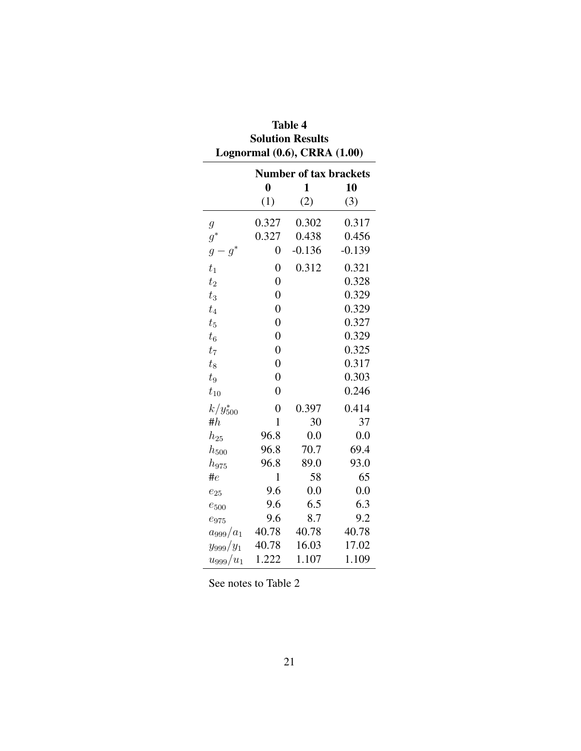**Table 4**
**Solution Results**
**Lognormal (0.6), CRRA (1.00)**

| | **Number of tax brackets** | | |
|---|---|---|---|
| | **0** | **1** | **10** |
| | (1) | (2) | (3) |
| $g$ | 0.327 | 0.302 | 0.317 |
| $g^*$ | 0.327 | 0.438 | 0.456 |
| $g - g^*$ | 0 | -0.136 | -0.139 |
| $t_1$ | 0 | 0.312 | 0.321 |
| $t_2$ | 0 | | 0.328 |
| $t_3$ | 0 | | 0.329 |
| $t_4$ | 0 | | 0.329 |
| $t_5$ | 0 | | 0.327 |
| $t_6$ | 0 | | 0.329 |
| $t_7$ | 0 | | 0.325 |
| $t_8$ | 0 | | 0.317 |
| $t_9$ | 0 | | 0.303 |
| $t_{10}$ | 0 | | 0.246 |
| $k/y^*_{500}$ | 0 | 0.397 | 0.414 |
| #$h$ | 1 | 30 | 37 |
| $h_{25}$ | 96.8 | 0.0 | 0.0 |
| $h_{500}$ | 96.8 | 70.7 | 69.4 |
| $h_{975}$ | 96.8 | 89.0 | 93.0 |
| #$e$ | 1 | 58 | 65 |
| $e_{25}$ | 9.6 | 0.0 | 0.0 |
| $e_{500}$ | 9.6 | 6.5 | 6.3 |
| $e_{975}$ | 9.6 | 8.7 | 9.2 |
| $a_{999}/a_1$ | 40.78 | 40.78 | 40.78 |
| $y_{999}/y_1$ | 40.78 | 16.03 | 17.02 |
| $u_{999}/u_1$ | 1.222 | 1.107 | 1.109 |

See notes to Table 2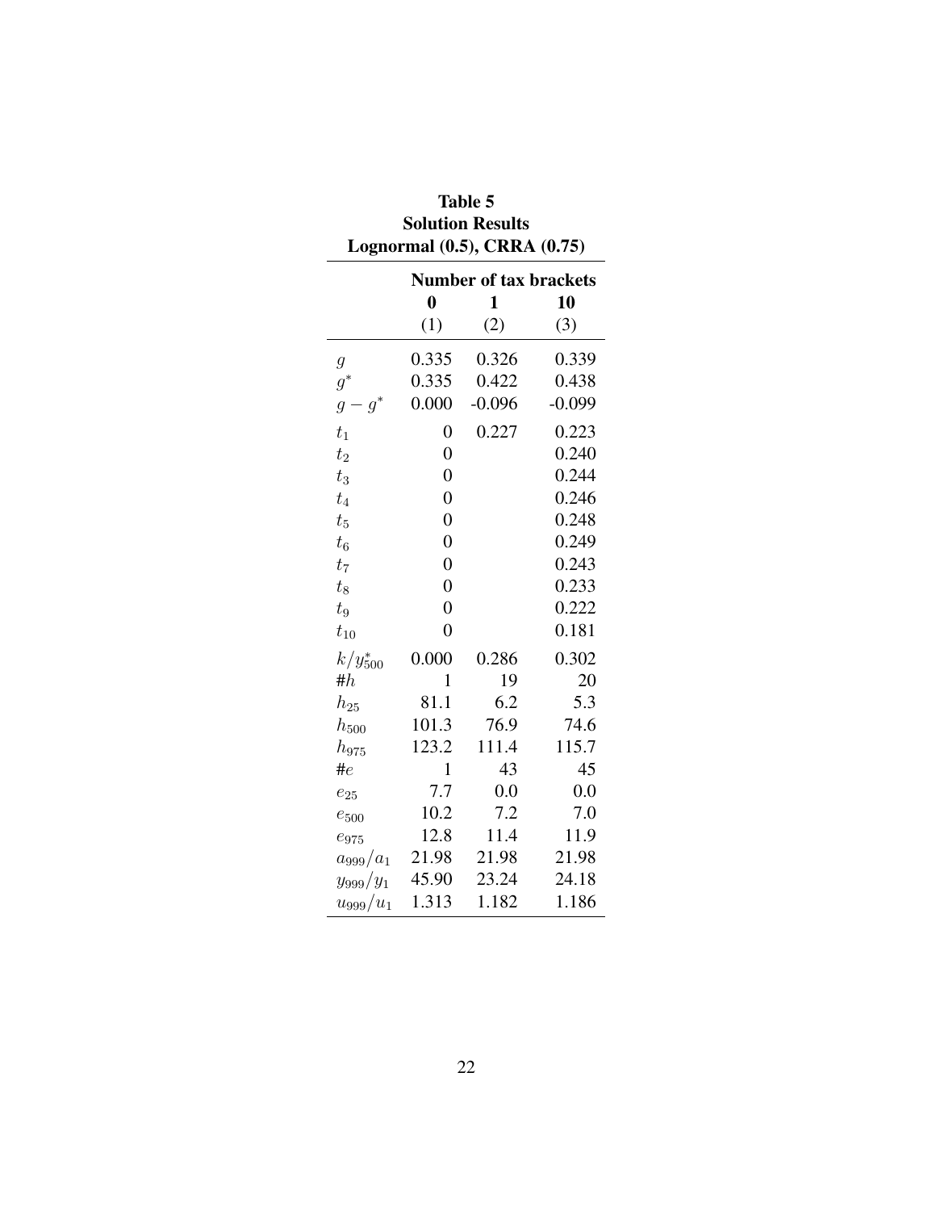**Table 5**
**Solution Results**
**Lognormal (0.5), CRRA (0.75)**

| | **Number of tax brackets** | | |
|---|---|---|---|
| | **0** | **1** | **10** |
| | (1) | (2) | (3) |
| $g$ | 0.335 | 0.326 | 0.339 |
| $g^*$ | 0.335 | 0.422 | 0.438 |
| $g - g^*$ | 0.000 | -0.096 | -0.099 |
| $t_1$ | 0 | 0.227 | 0.223 |
| $t_2$ | 0 | | 0.240 |
| $t_3$ | 0 | | 0.244 |
| $t_4$ | 0 | | 0.246 |
| $t_5$ | 0 | | 0.248 |
| $t_6$ | 0 | | 0.249 |
| $t_7$ | 0 | | 0.243 |
| $t_8$ | 0 | | 0.233 |
| $t_9$ | 0 | | 0.222 |
| $t_{10}$ | 0 | | 0.181 |
| $k/y^*_{500}$ | 0.000 | 0.286 | 0.302 |
| #$h$ | 1 | 19 | 20 |
| $h_{25}$ | 81.1 | 6.2 | 5.3 |
| $h_{500}$ | 101.3 | 76.9 | 74.6 |
| $h_{975}$ | 123.2 | 111.4 | 115.7 |
| #$e$ | 1 | 43 | 45 |
| $e_{25}$ | 7.7 | 0.0 | 0.0 |
| $e_{500}$ | 10.2 | 7.2 | 7.0 |
| $e_{975}$ | 12.8 | 11.4 | 11.9 |
| $a_{999}/a_1$ | 21.98 | 21.98 | 21.98 |
| $y_{999}/y_1$ | 45.90 | 23.24 | 24.18 |
| $u_{999}/u_1$ | 1.313 | 1.182 | 1.186 |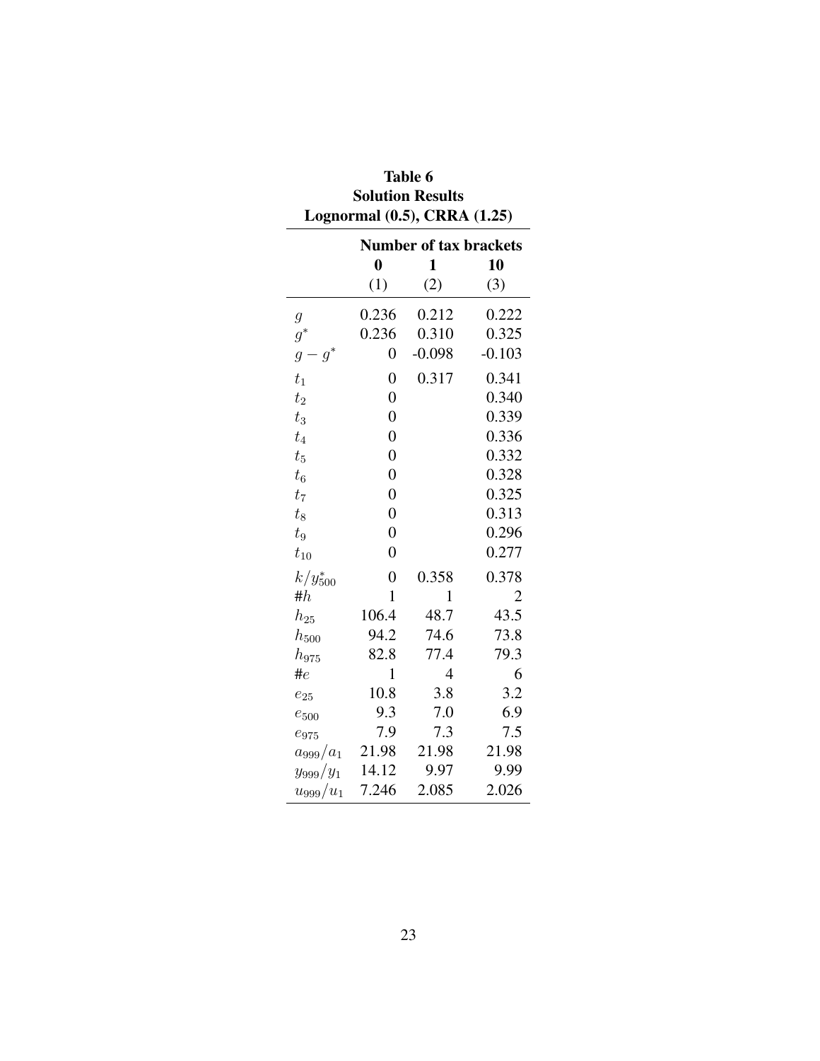**Table 6**
**Solution Results**
**Lognormal (0.5), CRRA (1.25)**

| | **Number of tax brackets** | | |
|---|---|---|---|
| | **0** | **1** | **10** |
| | (1) | (2) | (3) |
| $g$ | 0.236 | 0.212 | 0.222 |
| $g^*$ | 0.236 | 0.310 | 0.325 |
| $g - g^*$ | 0 | -0.098 | -0.103 |
| $t_1$ | 0 | 0.317 | 0.341 |
| $t_2$ | 0 | | 0.340 |
| $t_3$ | 0 | | 0.339 |
| $t_4$ | 0 | | 0.336 |
| $t_5$ | 0 | | 0.332 |
| $t_6$ | 0 | | 0.328 |
| $t_7$ | 0 | | 0.325 |
| $t_8$ | 0 | | 0.313 |
| $t_9$ | 0 | | 0.296 |
| $t_{10}$ | 0 | | 0.277 |
| $k/y^*_{500}$ | 0 | 0.358 | 0.378 |
| $\#h$ | 1 | 1 | 2 |
| $h_{25}$ | 106.4 | 48.7 | 43.5 |
| $h_{500}$ | 94.2 | 74.6 | 73.8 |
| $h_{975}$ | 82.8 | 77.4 | 79.3 |
| $\#e$ | 1 | 4 | 6 |
| $e_{25}$ | 10.8 | 3.8 | 3.2 |
| $e_{500}$ | 9.3 | 7.0 | 6.9 |
| $e_{975}$ | 7.9 | 7.3 | 7.5 |
| $a_{999}/a_1$ | 21.98 | 21.98 | 21.98 |
| $y_{999}/y_1$ | 14.12 | 9.97 | 9.99 |
| $u_{999}/u_1$ | 7.246 | 2.085 | 2.026 |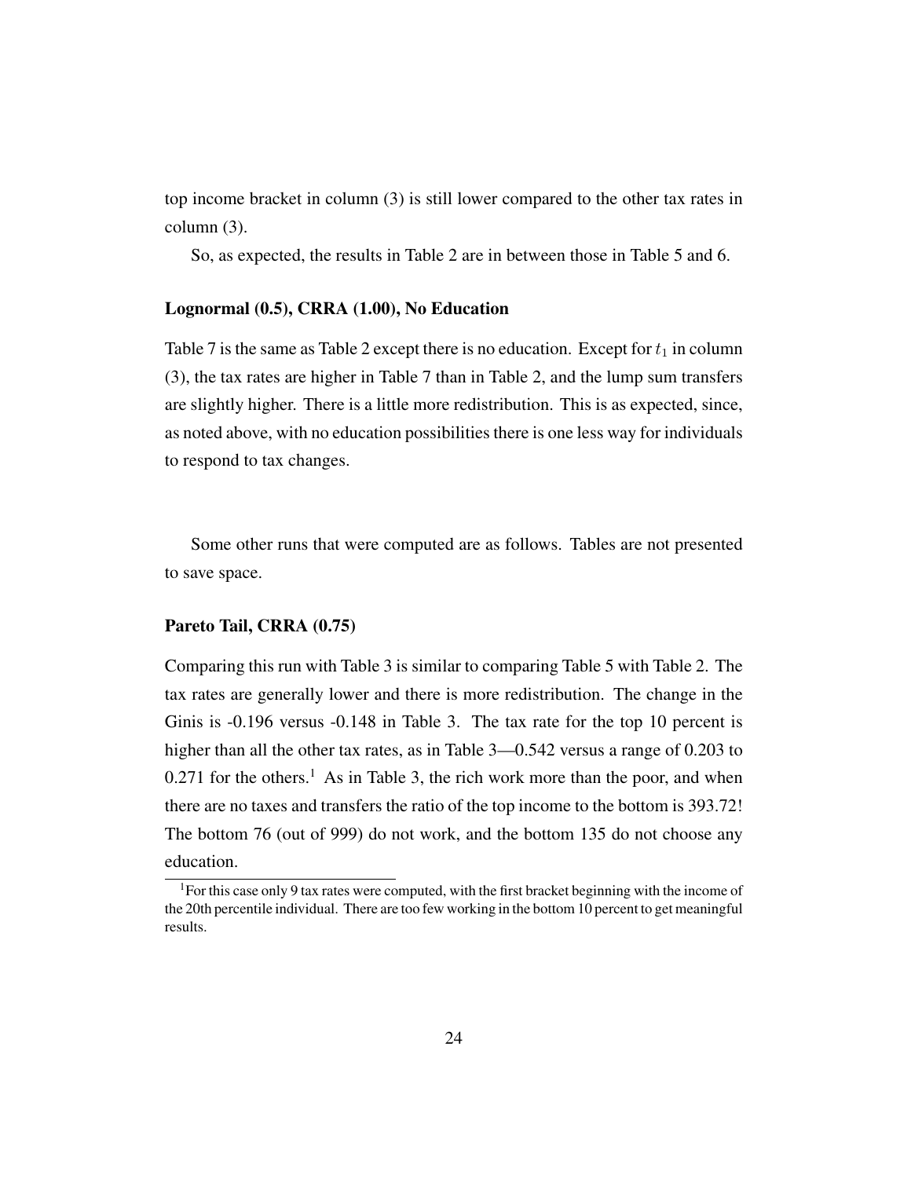top income bracket in column (3) is still lower compared to the other tax rates in column (3).

So, as expected, the results in Table 2 are in between those in Table 5 and 6.

### Lognormal (0.5), CRRA (1.00), No Education

Table 7 is the same as Table 2 except there is no education. Except for $t_1$ in column (3), the tax rates are higher in Table 7 than in Table 2, and the lump sum transfers are slightly higher. There is a little more redistribution. This is as expected, since, as noted above, with no education possibilities there is one less way for individuals to respond to tax changes.

Some other runs that were computed are as follows. Tables are not presented to save space.

### Pareto Tail, CRRA (0.75)

Comparing this run with Table 3 is similar to comparing Table 5 with Table 2. The tax rates are generally lower and there is more redistribution. The change in the Ginis is -0.196 versus -0.148 in Table 3. The tax rate for the top 10 percent is higher than all the other tax rates, as in Table 3—0.542 versus a range of 0.203 to 0.271 for the others.[1] As in Table 3, the rich work more than the poor, and when there are no taxes and transfers the ratio of the top income to the bottom is 393.72! The bottom 76 (out of 999) do not work, and the bottom 135 do not choose any education.

[1] For this case only 9 tax rates were computed, with the first bracket beginning with the income of the 20th percentile individual. There are too few working in the bottom 10 percent to get meaningful results.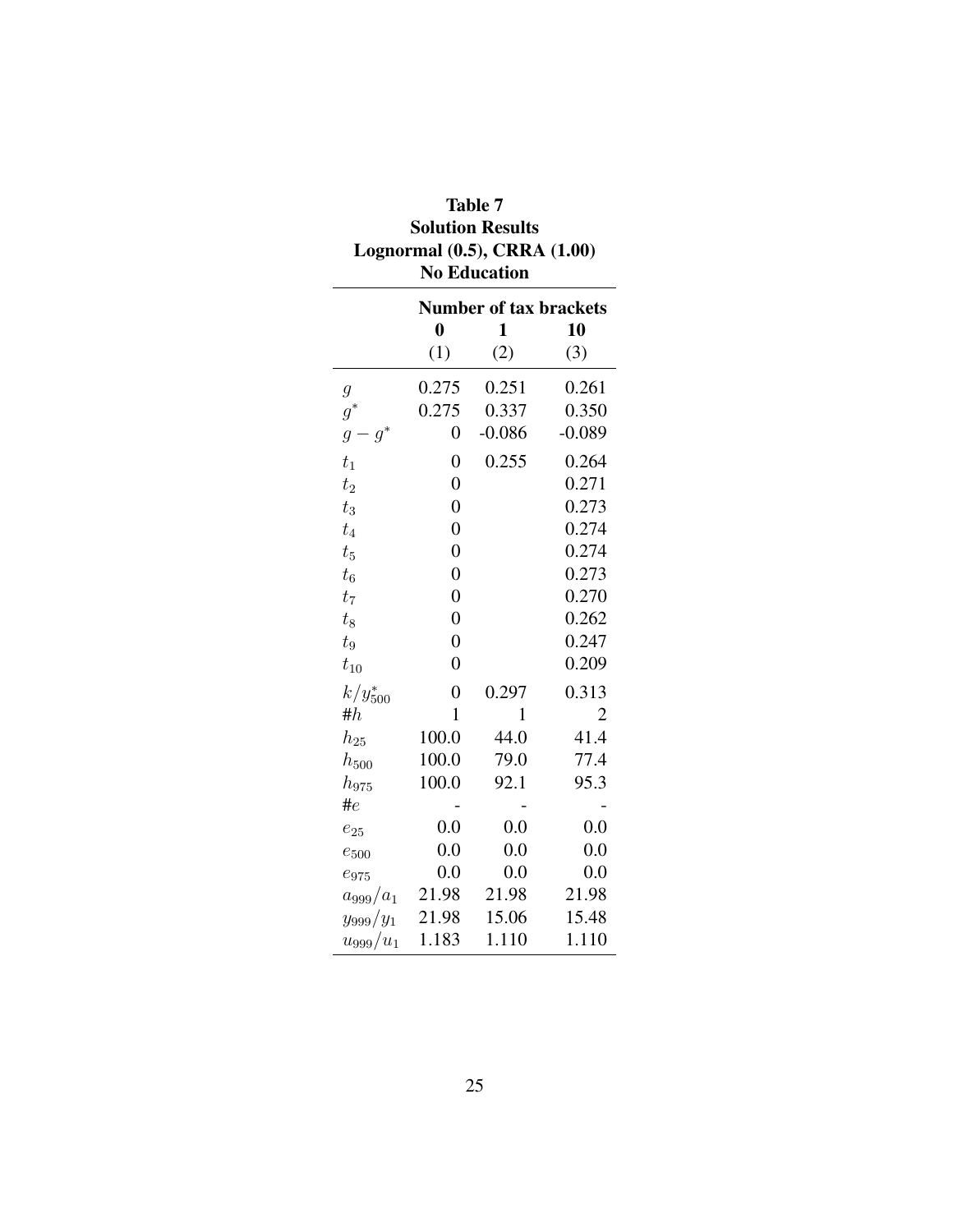**Table 7**
**Solution Results**
**Lognormal (0.5), CRRA (1.00)**
**No Education**

| | **Number of tax brackets** | | |
|---|---|---|---|
| | **0** | **1** | **10** |
| | (1) | (2) | (3) |
| $g$ | 0.275 | 0.251 | 0.261 |
| $g^*$ | 0.275 | 0.337 | 0.350 |
| $g - g^*$ | 0 | -0.086 | -0.089 |
| $t_1$ | 0 | 0.255 | 0.264 |
| $t_2$ | 0 | | 0.271 |
| $t_3$ | 0 | | 0.273 |
| $t_4$ | 0 | | 0.274 |
| $t_5$ | 0 | | 0.274 |
| $t_6$ | 0 | | 0.273 |
| $t_7$ | 0 | | 0.270 |
| $t_8$ | 0 | | 0.262 |
| $t_9$ | 0 | | 0.247 |
| $t_{10}$ | 0 | | 0.209 |
| $k/y^*_{500}$ | 0 | 0.297 | 0.313 |
| $\#h$ | 1 | 1 | 2 |
| $h_{25}$ | 100.0 | 44.0 | 41.4 |
| $h_{500}$ | 100.0 | 79.0 | 77.4 |
| $h_{975}$ | 100.0 | 92.1 | 95.3 |
| $\#e$ | - | - | - |
| $e_{25}$ | 0.0 | 0.0 | 0.0 |
| $e_{500}$ | 0.0 | 0.0 | 0.0 |
| $e_{975}$ | 0.0 | 0.0 | 0.0 |
| $a_{999}/a_1$ | 21.98 | 21.98 | 21.98 |
| $y_{999}/y_1$ | 21.98 | 15.06 | 15.48 |
| $u_{999}/u_1$ | 1.183 | 1.110 | 1.110 |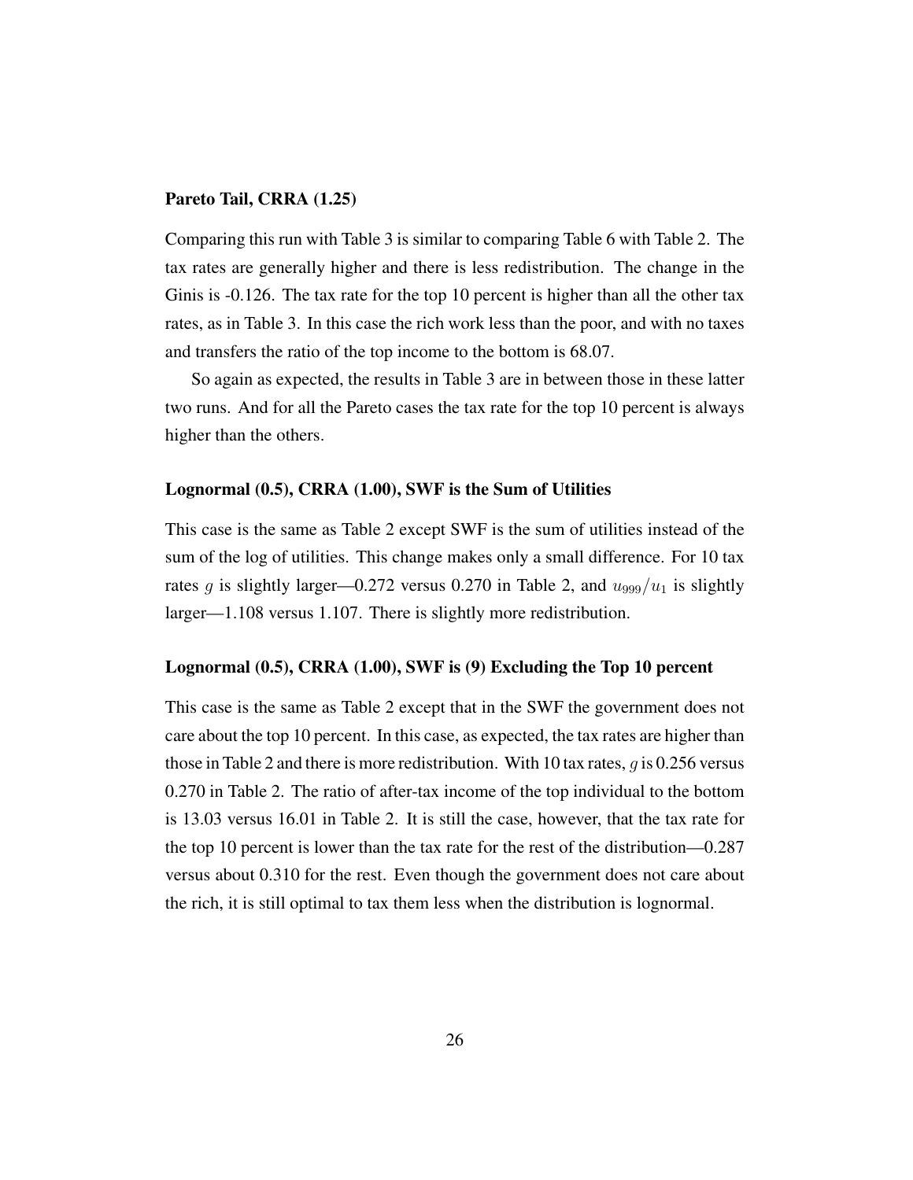#### Pareto Tail, CRRA (1.25)

Comparing this run with Table 3 is similar to comparing Table 6 with Table 2. The tax rates are generally higher and there is less redistribution. The change in the Ginis is -0.126. The tax rate for the top 10 percent is higher than all the other tax rates, as in Table 3. In this case the rich work less than the poor, and with no taxes and transfers the ratio of the top income to the bottom is 68.07.

So again as expected, the results in Table 3 are in between those in these latter two runs. And for all the Pareto cases the tax rate for the top 10 percent is always higher than the others.

#### Lognormal (0.5), CRRA (1.00), SWF is the Sum of Utilities

This case is the same as Table 2 except SWF is the sum of utilities instead of the sum of the log of utilities. This change makes only a small difference. For 10 tax rates $g$ is slightly larger—0.272 versus 0.270 in Table 2, and $u_{999}/u_1$ is slightly larger—1.108 versus 1.107. There is slightly more redistribution.

#### Lognormal (0.5), CRRA (1.00), SWF is (9) Excluding the Top 10 percent

This case is the same as Table 2 except that in the SWF the government does not care about the top 10 percent. In this case, as expected, the tax rates are higher than those in Table 2 and there is more redistribution. With 10 tax rates, $g$ is 0.256 versus 0.270 in Table 2. The ratio of after-tax income of the top individual to the bottom is 13.03 versus 16.01 in Table 2. It is still the case, however, that the tax rate for the top 10 percent is lower than the tax rate for the rest of the distribution—0.287 versus about 0.310 for the rest. Even though the government does not care about the rich, it is still optimal to tax them less when the distribution is lognormal.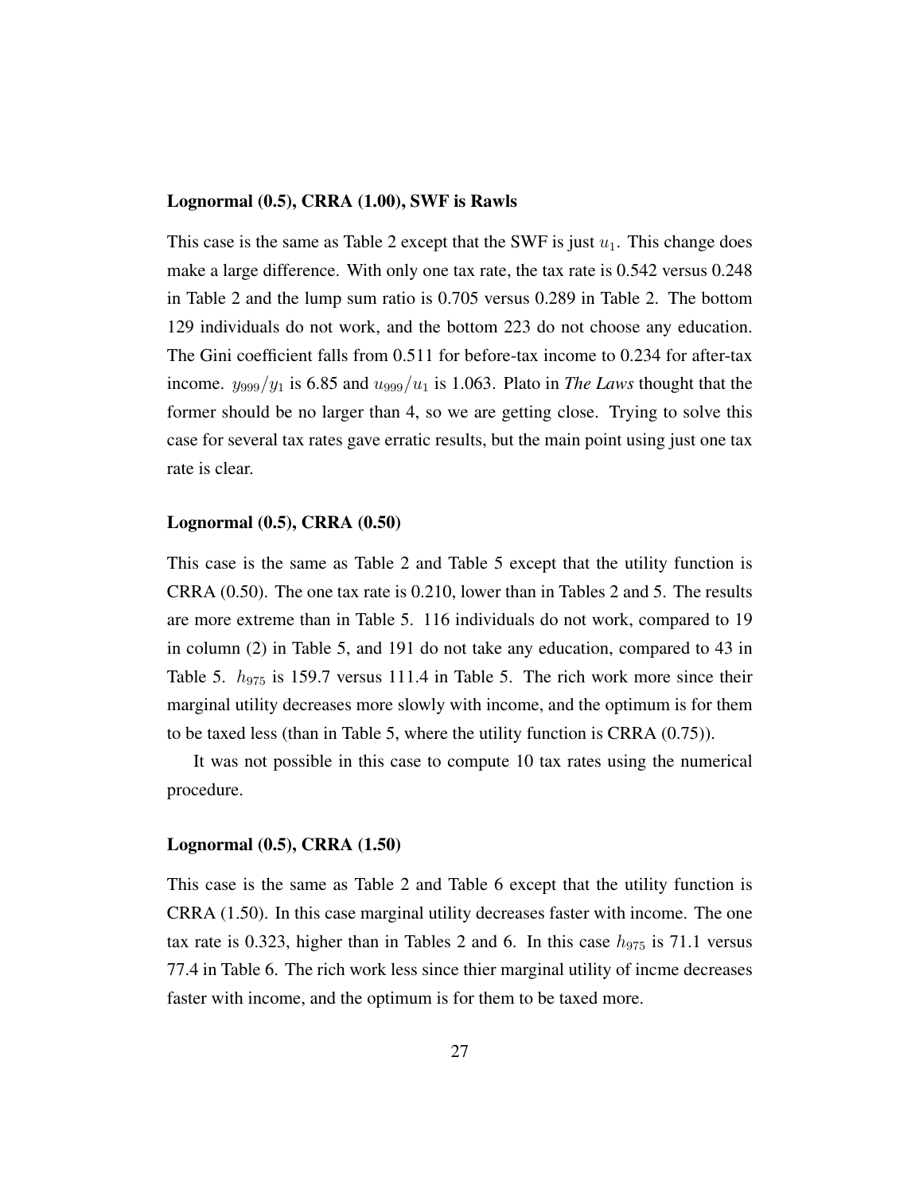**Lognormal (0.5), CRRA (1.00), SWF is Rawls**

This case is the same as Table 2 except that the SWF is just $u_1$. This change does make a large difference. With only one tax rate, the tax rate is 0.542 versus 0.248 in Table 2 and the lump sum ratio is 0.705 versus 0.289 in Table 2. The bottom 129 individuals do not work, and the bottom 223 do not choose any education. The Gini coefficient falls from 0.511 for before-tax income to 0.234 for after-tax income. $y_{999}/y_1$ is 6.85 and $u_{999}/u_1$ is 1.063. Plato in *The Laws* thought that the former should be no larger than 4, so we are getting close. Trying to solve this case for several tax rates gave erratic results, but the main point using just one tax rate is clear.

**Lognormal (0.5), CRRA (0.50)**

This case is the same as Table 2 and Table 5 except that the utility function is CRRA (0.50). The one tax rate is 0.210, lower than in Tables 2 and 5. The results are more extreme than in Table 5. 116 individuals do not work, compared to 19 in column (2) in Table 5, and 191 do not take any education, compared to 43 in Table 5. $h_{975}$ is 159.7 versus 111.4 in Table 5. The rich work more since their marginal utility decreases more slowly with income, and the optimum is for them to be taxed less (than in Table 5, where the utility function is CRRA (0.75)).

It was not possible in this case to compute 10 tax rates using the numerical procedure.

**Lognormal (0.5), CRRA (1.50)**

This case is the same as Table 2 and Table 6 except that the utility function is CRRA (1.50). In this case marginal utility decreases faster with income. The one tax rate is 0.323, higher than in Tables 2 and 6. In this case $h_{975}$ is 71.1 versus 77.4 in Table 6. The rich work less since thier marginal utility of incme decreases faster with income, and the optimum is for them to be taxed more.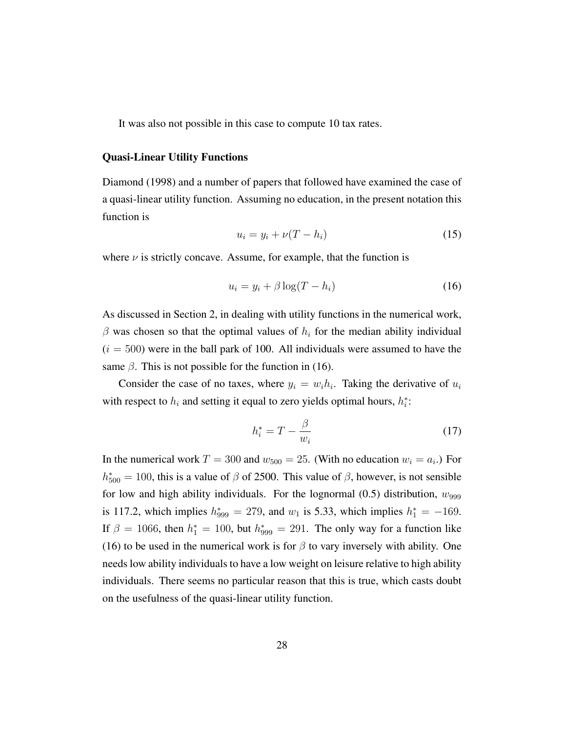It was also not possible in this case to compute 10 tax rates.

**Quasi-Linear Utility Functions**

Diamond (1998) and a number of papers that followed have examined the case of a quasi-linear utility function. Assuming no education, in the present notation this function is

$$u_i = y_i + \nu(T - h_i) \tag{15}$$

where $\nu$ is strictly concave. Assume, for example, that the function is

$$u_i = y_i + \beta \log(T - h_i) \tag{16}$$

As discussed in Section 2, in dealing with utility functions in the numerical work, $\beta$ was chosen so that the optimal values of $h_i$ for the median ability individual ($i = 500$) were in the ball park of 100. All individuals were assumed to have the same $\beta$. This is not possible for the function in (16).

Consider the case of no taxes, where $y_i = w_i h_i$. Taking the derivative of $u_i$ with respect to $h_i$ and setting it equal to zero yields optimal hours, $h_i^*$:

$$h_i^* = T - \frac{\beta}{w_i} \tag{17}$$

In the numerical work $T = 300$ and $w_{500} = 25$. (With no education $w_i = a_i$.) For $h_{500}^* = 100$, this is a value of $\beta$ of 2500. This value of $\beta$, however, is not sensible for low and high ability individuals. For the lognormal (0.5) distribution, $w_{999}$ is 117.2, which implies $h_{999}^* = 279$, and $w_1$ is 5.33, which implies $h_1^* = -169$. If $\beta = 1066$, then $h_1^* = 100$, but $h_{999}^* = 291$. The only way for a function like (16) to be used in the numerical work is for $\beta$ to vary inversely with ability. One needs low ability individuals to have a low weight on leisure relative to high ability individuals. There seems no particular reason that this is true, which casts doubt on the usefulness of the quasi-linear utility function.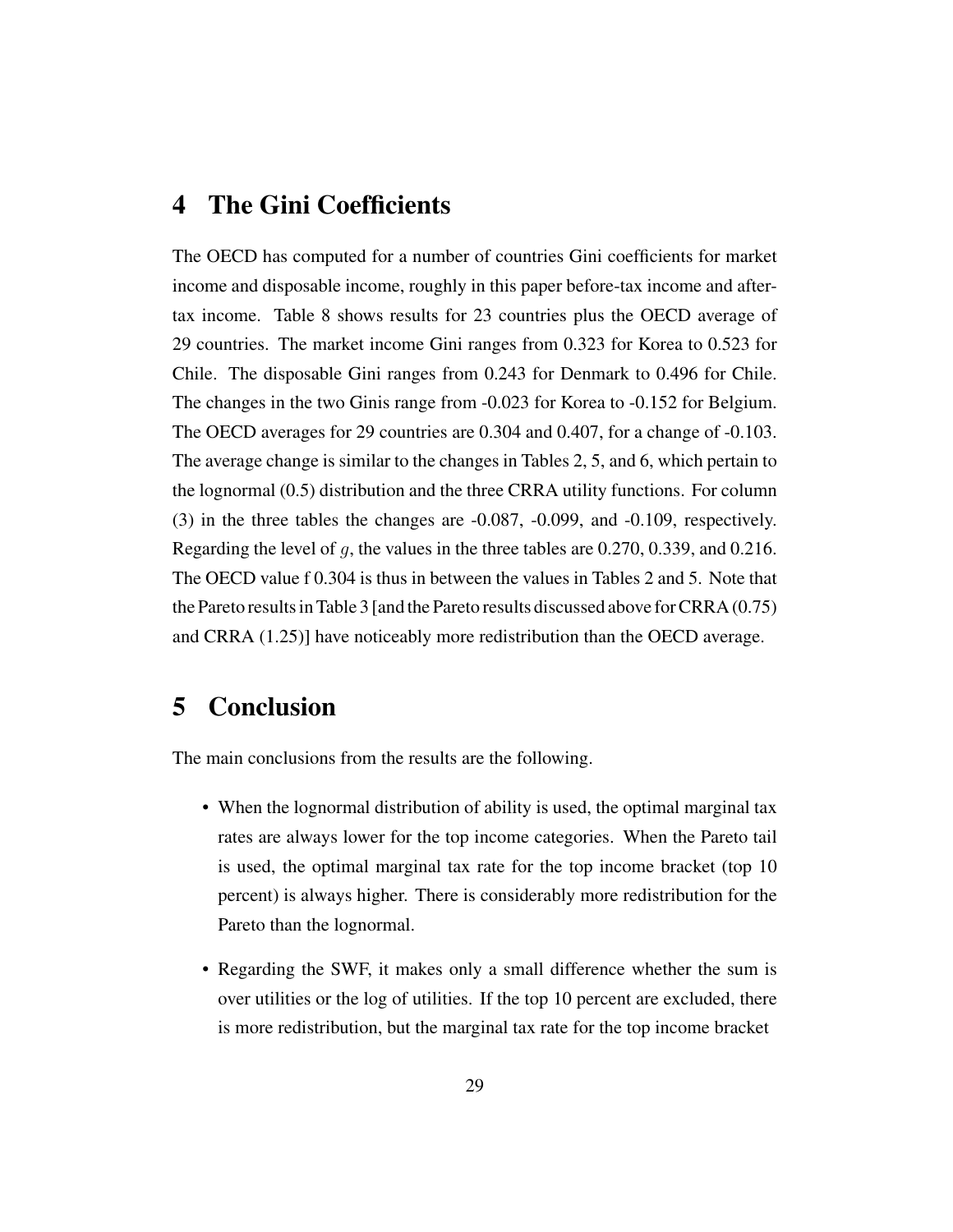## 4 The Gini Coefficients

The OECD has computed for a number of countries Gini coefficients for market income and disposable income, roughly in this paper before-tax income and after-tax income. Table 8 shows results for 23 countries plus the OECD average of 29 countries. The market income Gini ranges from 0.323 for Korea to 0.523 for Chile. The disposable Gini ranges from 0.243 for Denmark to 0.496 for Chile. The changes in the two Ginis range from -0.023 for Korea to -0.152 for Belgium. The OECD averages for 29 countries are 0.304 and 0.407, for a change of -0.103. The average change is similar to the changes in Tables 2, 5, and 6, which pertain to the lognormal (0.5) distribution and the three CRRA utility functions. For column (3) in the three tables the changes are -0.087, -0.099, and -0.109, respectively. Regarding the level of $g$, the values in the three tables are 0.270, 0.339, and 0.216. The OECD value f 0.304 is thus in between the values in Tables 2 and 5. Note that the Pareto results in Table 3 [and the Pareto results discussed above for CRRA (0.75) and CRRA (1.25)] have noticeably more redistribution than the OECD average.

## 5 Conclusion

The main conclusions from the results are the following.

- When the lognormal distribution of ability is used, the optimal marginal tax rates are always lower for the top income categories. When the Pareto tail is used, the optimal marginal tax rate for the top income bracket (top 10 percent) is always higher. There is considerably more redistribution for the Pareto than the lognormal.
- Regarding the SWF, it makes only a small difference whether the sum is over utilities or the log of utilities. If the top 10 percent are excluded, there is more redistribution, but the marginal tax rate for the top income bracket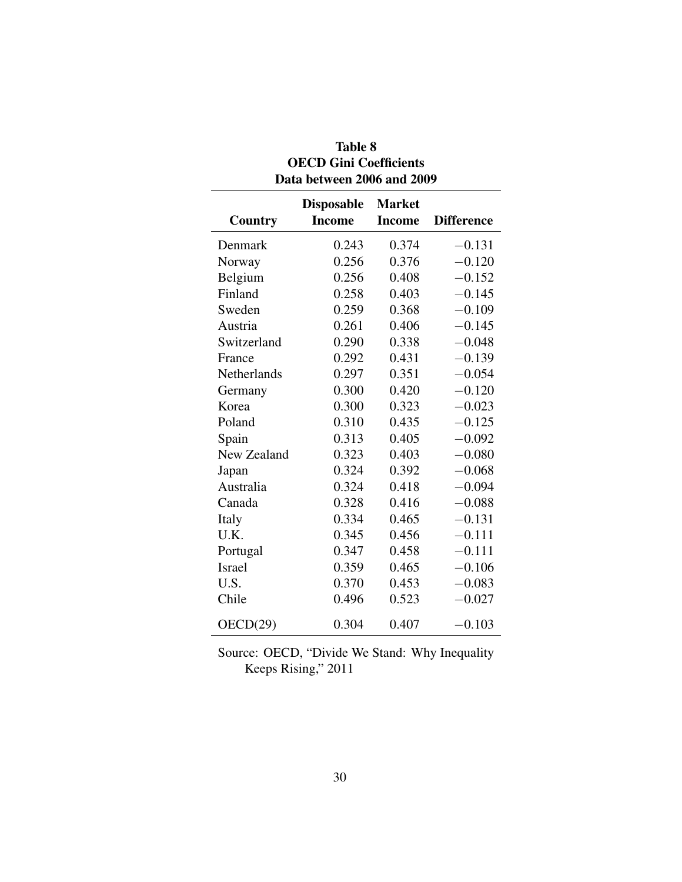**Table 8**
**OECD Gini Coefficients**
**Data between 2006 and 2009**

| Country | Disposable Income | Market Income | Difference |
|---|---|---|---|
| Denmark | 0.243 | 0.374 | −0.131 |
| Norway | 0.256 | 0.376 | −0.120 |
| Belgium | 0.256 | 0.408 | −0.152 |
| Finland | 0.258 | 0.403 | −0.145 |
| Sweden | 0.259 | 0.368 | −0.109 |
| Austria | 0.261 | 0.406 | −0.145 |
| Switzerland | 0.290 | 0.338 | −0.048 |
| France | 0.292 | 0.431 | −0.139 |
| Netherlands | 0.297 | 0.351 | −0.054 |
| Germany | 0.300 | 0.420 | −0.120 |
| Korea | 0.300 | 0.323 | −0.023 |
| Poland | 0.310 | 0.435 | −0.125 |
| Spain | 0.313 | 0.405 | −0.092 |
| New Zealand | 0.323 | 0.403 | −0.080 |
| Japan | 0.324 | 0.392 | −0.068 |
| Australia | 0.324 | 0.418 | −0.094 |
| Canada | 0.328 | 0.416 | −0.088 |
| Italy | 0.334 | 0.465 | −0.131 |
| U.K. | 0.345 | 0.456 | −0.111 |
| Portugal | 0.347 | 0.458 | −0.111 |
| Israel | 0.359 | 0.465 | −0.106 |
| U.S. | 0.370 | 0.453 | −0.083 |
| Chile | 0.496 | 0.523 | −0.027 |
| OECD(29) | 0.304 | 0.407 | −0.103 |

Source: OECD, "Divide We Stand: Why Inequality Keeps Rising," 2011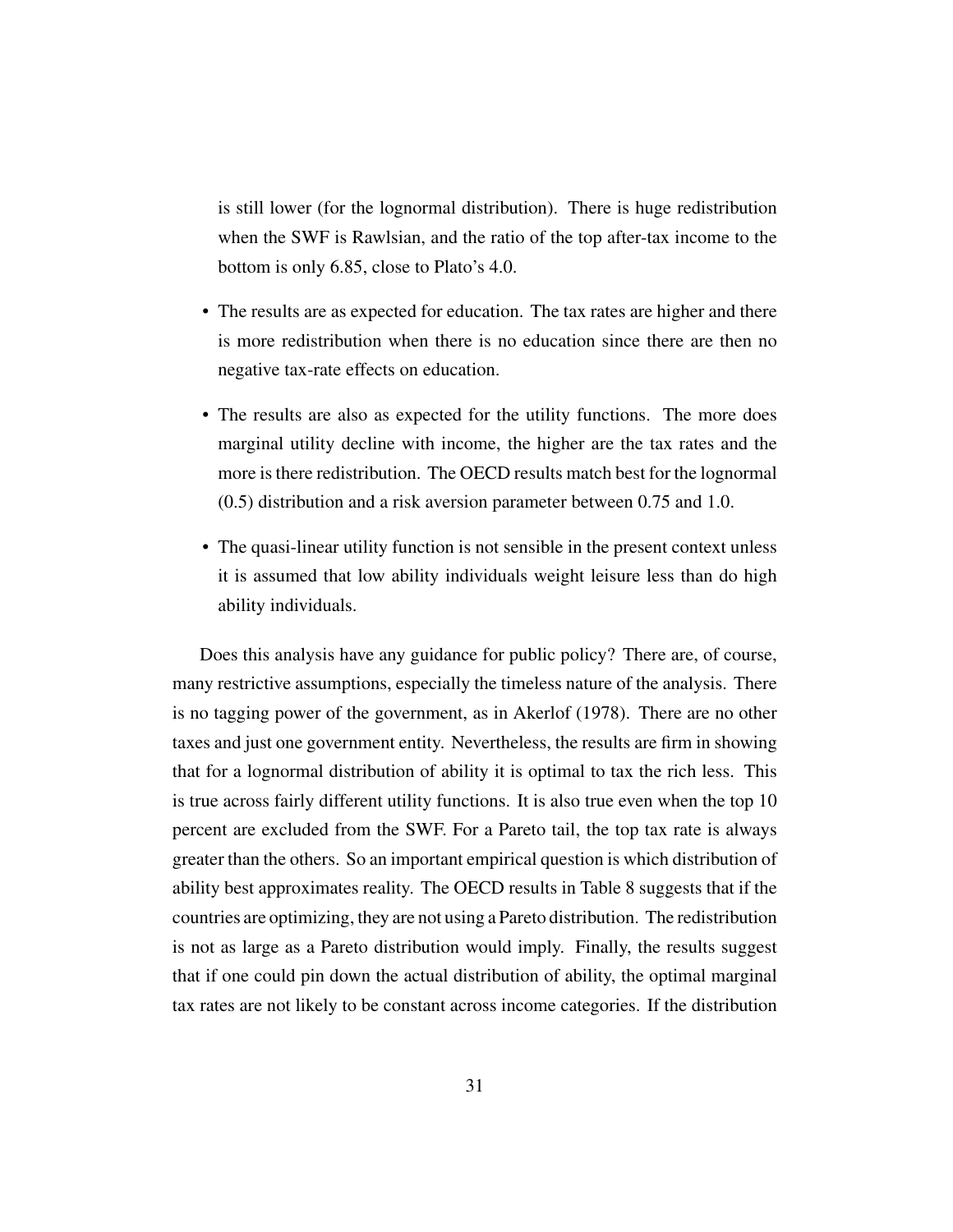is still lower (for the lognormal distribution). There is huge redistribution when the SWF is Rawlsian, and the ratio of the top after-tax income to the bottom is only 6.85, close to Plato's 4.0.

- The results are as expected for education. The tax rates are higher and there is more redistribution when there is no education since there are then no negative tax-rate effects on education.
- The results are also as expected for the utility functions. The more does marginal utility decline with income, the higher are the tax rates and the more is there redistribution. The OECD results match best for the lognormal (0.5) distribution and a risk aversion parameter between 0.75 and 1.0.
- The quasi-linear utility function is not sensible in the present context unless it is assumed that low ability individuals weight leisure less than do high ability individuals.

Does this analysis have any guidance for public policy? There are, of course, many restrictive assumptions, especially the timeless nature of the analysis. There is no tagging power of the government, as in Akerlof (1978). There are no other taxes and just one government entity. Nevertheless, the results are firm in showing that for a lognormal distribution of ability it is optimal to tax the rich less. This is true across fairly different utility functions. It is also true even when the top 10 percent are excluded from the SWF. For a Pareto tail, the top tax rate is always greater than the others. So an important empirical question is which distribution of ability best approximates reality. The OECD results in Table 8 suggests that if the countries are optimizing, they are not using a Pareto distribution. The redistribution is not as large as a Pareto distribution would imply. Finally, the results suggest that if one could pin down the actual distribution of ability, the optimal marginal tax rates are not likely to be constant across income categories. If the distribution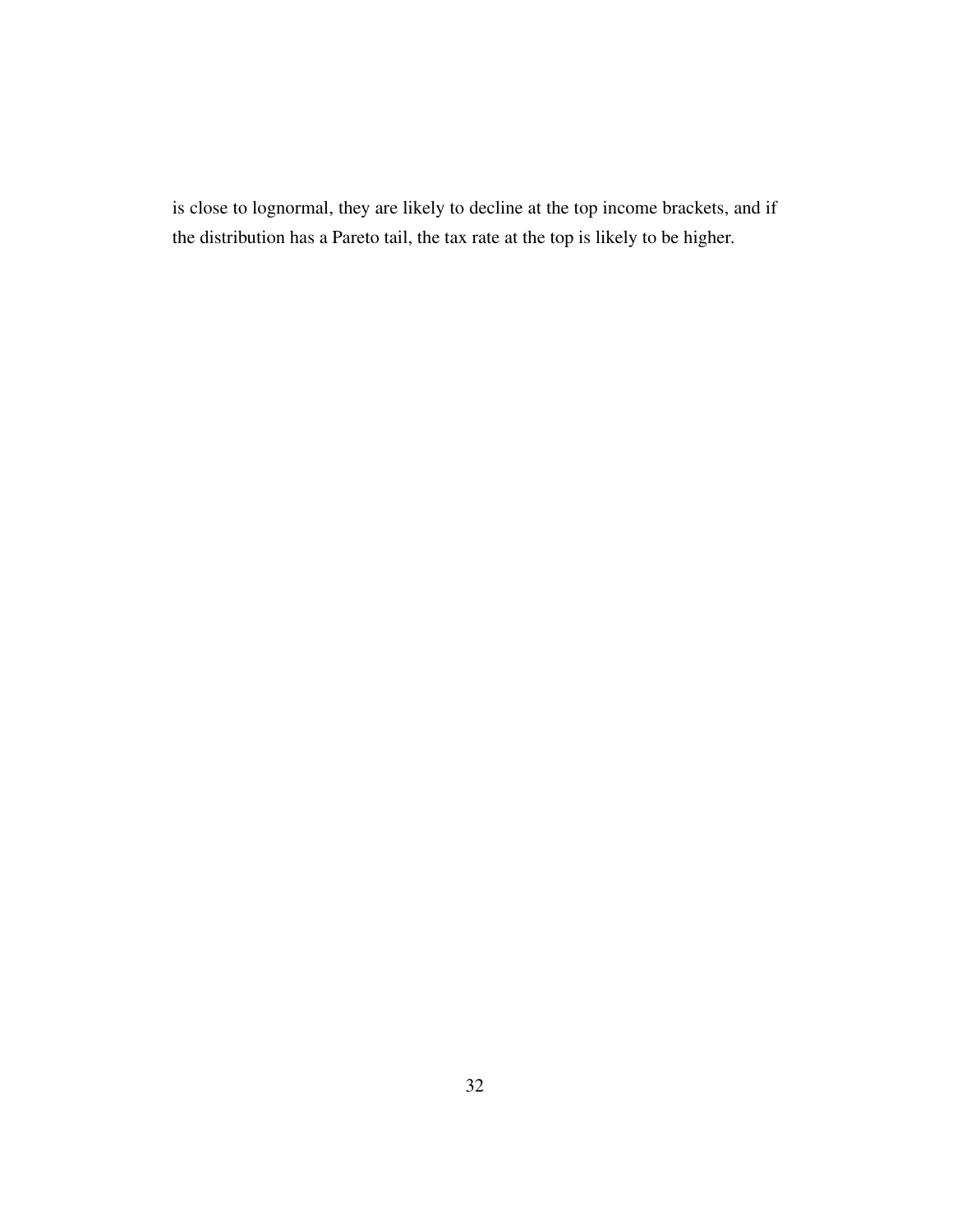is close to lognormal, they are likely to decline at the top income brackets, and if the distribution has a Pareto tail, the tax rate at the top is likely to be higher.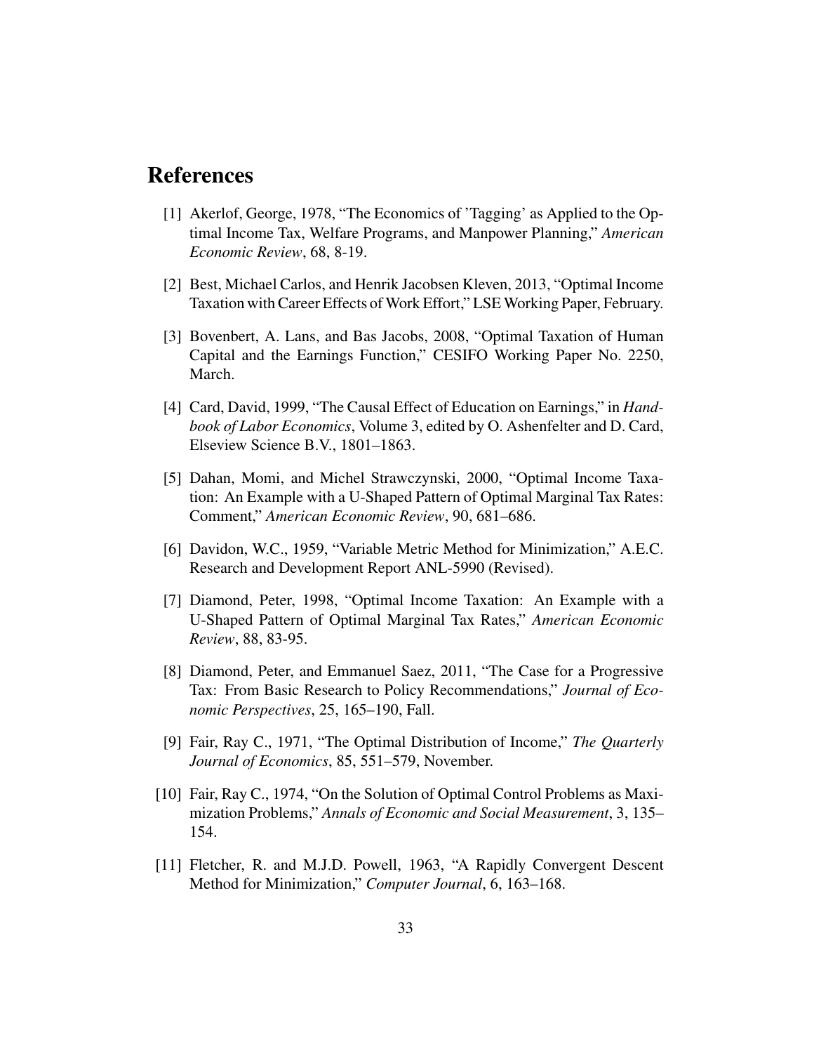# References

[1] Akerlof, George, 1978, "The Economics of 'Tagging' as Applied to the Optimal Income Tax, Welfare Programs, and Manpower Planning," *American Economic Review*, 68, 8-19.

[2] Best, Michael Carlos, and Henrik Jacobsen Kleven, 2013, "Optimal Income Taxation with Career Effects of Work Effort," LSE Working Paper, February.

[3] Bovenbert, A. Lans, and Bas Jacobs, 2008, "Optimal Taxation of Human Capital and the Earnings Function," CESIFO Working Paper No. 2250, March.

[4] Card, David, 1999, "The Causal Effect of Education on Earnings," in *Handbook of Labor Economics*, Volume 3, edited by O. Ashenfelter and D. Card, Elseview Science B.V., 1801–1863.

[5] Dahan, Momi, and Michel Strawczynski, 2000, "Optimal Income Taxation: An Example with a U-Shaped Pattern of Optimal Marginal Tax Rates: Comment," *American Economic Review*, 90, 681–686.

[6] Davidon, W.C., 1959, "Variable Metric Method for Minimization," A.E.C. Research and Development Report ANL-5990 (Revised).

[7] Diamond, Peter, 1998, "Optimal Income Taxation: An Example with a U-Shaped Pattern of Optimal Marginal Tax Rates," *American Economic Review*, 88, 83-95.

[8] Diamond, Peter, and Emmanuel Saez, 2011, "The Case for a Progressive Tax: From Basic Research to Policy Recommendations," *Journal of Economic Perspectives*, 25, 165–190, Fall.

[9] Fair, Ray C., 1971, "The Optimal Distribution of Income," *The Quarterly Journal of Economics*, 85, 551–579, November.

[10] Fair, Ray C., 1974, "On the Solution of Optimal Control Problems as Maximization Problems," *Annals of Economic and Social Measurement*, 3, 135–154.

[11] Fletcher, R. and M.J.D. Powell, 1963, "A Rapidly Convergent Descent Method for Minimization," *Computer Journal*, 6, 163–168.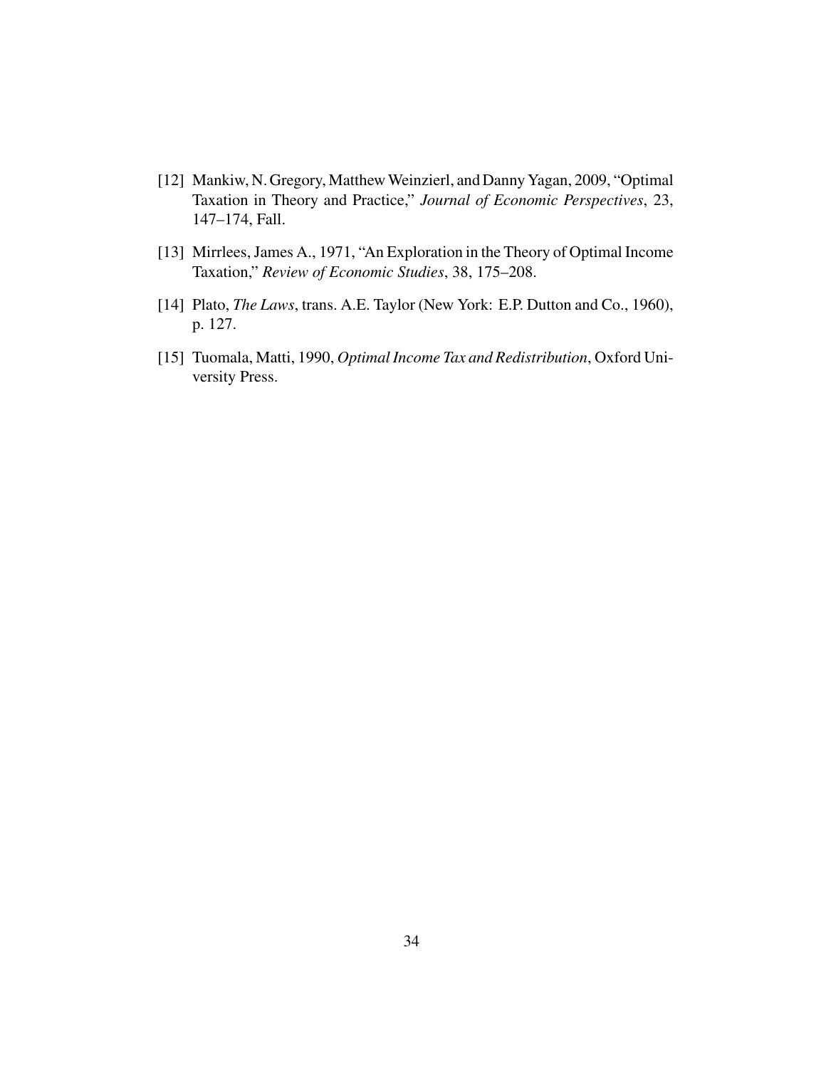[12] Mankiw, N. Gregory, Matthew Weinzierl, and Danny Yagan, 2009, "Optimal Taxation in Theory and Practice," *Journal of Economic Perspectives*, 23, 147–174, Fall.

[13] Mirrlees, James A., 1971, "An Exploration in the Theory of Optimal Income Taxation," *Review of Economic Studies*, 38, 175–208.

[14] Plato, *The Laws*, trans. A.E. Taylor (New York: E.P. Dutton and Co., 1960), p. 127.

[15] Tuomala, Matti, 1990, *Optimal Income Tax and Redistribution*, Oxford University Press.